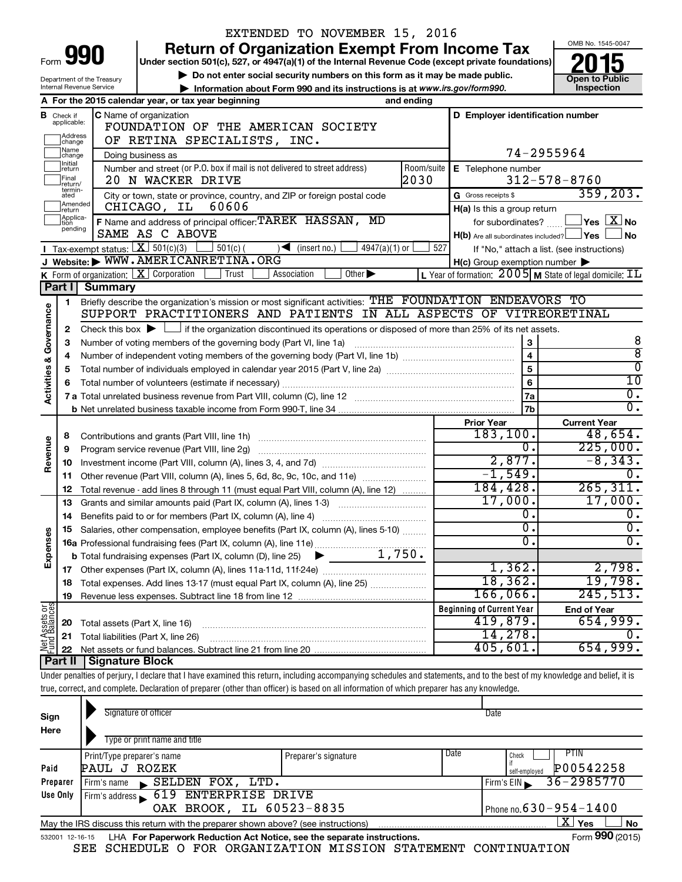EXTENDED TO NOVEMBER 15, 2016

# Form 990 — Return of Organization Exempt From Income Tax

Under section 501(c), 527, or 4947(a)(1) of the Internal Revenue Code (except private foundations)

▶ Do not enter social security numbers on this form as it may be made public.

▶ Information about Form 990 and its instructions is at www.irs.gov/form990.

Department of the Treasury
Internal Revenue Service

OMB No. 1545-0047

**2015**

**Open to Public Inspection**

**A** For the 2015 calendar year, or tax year beginning and ending

**B** Check if applicable: Address change / Name change / Initial return / Final return/terminated / Amended return / Application pending

**C** Name of organization: FOUNDATION OF THE AMERICAN SOCIETY OF RETINA SPECIALISTS, INC.

Doing business as

Number and street (or P.O. box if mail is not delivered to street address): 20 N WACKER DRIVE — Room/suite: 2030

City or town, state or province, country, and ZIP or foreign postal code: CHICAGO, IL 60606

**D** Employer identification number: 74-2955964

**E** Telephone number: 312-578-8760

**G** Gross receipts $ 359,203.

**F** Name and address of principal officer: TAREK HASSAN, MD — SAME AS C ABOVE

**H(a)** Is this a group return for subordinates? ☐ Yes ☒ No

**H(b)** Are all subordinates included? ☐ Yes ☐ No — If "No," attach a list. (see instructions)

**H(c)** Group exemption number ▶

**I** Tax-exempt status: ☒ 501(c)(3) ☐ 501(c) ( ) ◀ (insert no.) ☐ 4947(a)(1) or ☐ 527

**J** Website: ▶ WWW.AMERICANRETINA.ORG

**K** Form of organization: ☒ Corporation ☐ Trust ☐ Association ☐ Other ▶

**L** Year of formation: 2005 **M** State of legal domicile: IL

## Part I Summary

**Activities & Governance**

1. Briefly describe the organization's mission or most significant activities: THE FOUNDATION ENDEAVORS TO SUPPORT PRACTITIONERS AND PATIENTS IN ALL ASPECTS OF VITREORETINAL
2. Check this box ▶ ☐ if the organization discontinued its operations or disposed of more than 25% of its net assets.

| Line | Description | | Value |
|---|---|---|---|
| 3 | Number of voting members of the governing body (Part VI, line 1a) | 3 | 8 |
| 4 | Number of independent voting members of the governing body (Part VI, line 1b) | 4 | 8 |
| 5 | Total number of individuals employed in calendar year 2015 (Part V, line 2a) | 5 | 0 |
| 6 | Total number of volunteers (estimate if necessary) | 6 | 10 |
| 7a | Total unrelated business revenue from Part VIII, column (C), line 12 | 7a | 0. |
| 7b | Net unrelated business taxable income from Form 990-T, line 34 | 7b | 0. |

| Line | Description | Prior Year | Current Year |
|---|---|---|---|
| **Revenue** | | | |
| 8 | Contributions and grants (Part VIII, line 1h) | 183,100. | 48,654. |
| 9 | Program service revenue (Part VIII, line 2g) | 0. | 225,000. |
| 10 | Investment income (Part VIII, column (A), lines 3, 4, and 7d) | 2,877. | -8,343. |
| 11 | Other revenue (Part VIII, column (A), lines 5, 6d, 8c, 9c, 10c, and 11e) | -1,549. | 0. |
| 12 | Total revenue - add lines 8 through 11 (must equal Part VIII, column (A), line 12) | 184,428. | 265,311. |
| **Expenses** | | | |
| 13 | Grants and similar amounts paid (Part IX, column (A), lines 1-3) | 17,000. | 17,000. |
| 14 | Benefits paid to or for members (Part IX, column (A), line 4) | 0. | 0. |
| 15 | Salaries, other compensation, employee benefits (Part IX, column (A), lines 5-10) | 0. | 0. |
| 16a | Professional fundraising fees (Part IX, column (A), line 11e) | 0. | 0. |
| b | Total fundraising expenses (Part IX, column (D), line 25) ▶ 1,750. | | |
| 17 | Other expenses (Part IX, column (A), lines 11a-11d, 11f-24e) | 1,362. | 2,798. |
| 18 | Total expenses. Add lines 13-17 (must equal Part IX, column (A), line 25) | 18,362. | 19,798. |
| 19 | Revenue less expenses. Subtract line 18 from line 12 | 166,066. | 245,513. |

| Line | Net Assets or Fund Balances | Beginning of Current Year | End of Year |
|---|---|---|---|
| 20 | Total assets (Part X, line 16) | 419,879. | 654,999. |
| 21 | Total liabilities (Part X, line 26) | 14,278. | 0. |
| 22 | Net assets or fund balances. Subtract line 21 from line 20 | 405,601. | 654,999. |

## Part II Signature Block

Under penalties of perjury, I declare that I have examined this return, including accompanying schedules and statements, and to the best of my knowledge and belief, it is true, correct, and complete. Declaration of preparer (other than officer) is based on all information of which preparer has any knowledge.

**Sign Here**

Signature of officer — Date

Type or print name and title

**Paid Preparer Use Only**

| Print/Type preparer's name | Preparer's signature | Date | Check if self-employed | PTIN |
|---|---|---|---|---|
| PAUL J ROZEK | | | ☐ | P00542258 |

Firm's name ▶ SELDEN FOX, LTD. — Firm's EIN ▶ 36-2985770

Firm's address ▶ 619 ENTERPRISE DRIVE, OAK BROOK, IL 60523-8835 — Phone no. 630-954-1400

May the IRS discuss this return with the preparer shown above? (see instructions) ☒ Yes ☐ No

532001 12-16-15 LHA For Paperwork Reduction Act Notice, see the separate instructions. Form **990** (2015)

SEE SCHEDULE O FOR ORGANIZATION MISSION STATEMENT CONTINUATION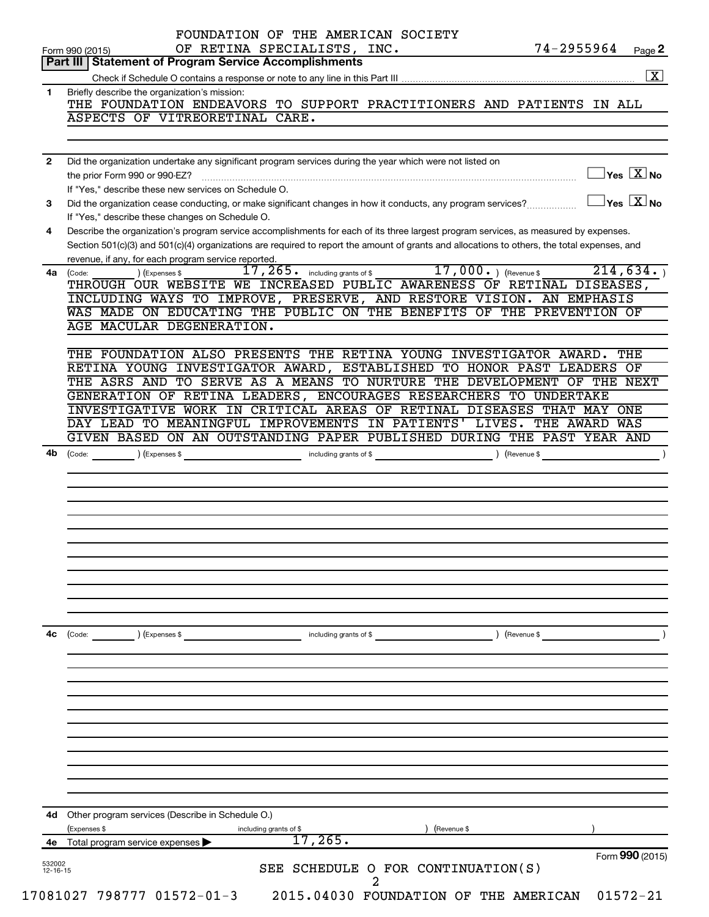FOUNDATION OF THE AMERICAN SOCIETY
Form 990 (2015) OF RETINA SPECIALISTS, INC. 74-2955964 Page **2**

## Part III | Statement of Program Service Accomplishments

Check if Schedule O contains a response or note to any line in this Part III .......... [X]

**1** Briefly describe the organization's mission:

THE FOUNDATION ENDEAVORS TO SUPPORT PRACTITIONERS AND PATIENTS IN ALL ASPECTS OF VITREORETINAL CARE.

**2** Did the organization undertake any significant program services during the year which were not listed on the prior Form 990 or 990-EZ? .......... [ ] Yes [X] No

If "Yes," describe these new services on Schedule O.

**3** Did the organization cease conducting, or make significant changes in how it conducts, any program services? .......... [ ] Yes [X] No

If "Yes," describe these changes on Schedule O.

**4** Describe the organization's program service accomplishments for each of its three largest program services, as measured by expenses. Section 501(c)(3) and 501(c)(4) organizations are required to report the amount of grants and allocations to others, the total expenses, and revenue, if any, for each program service reported.

**4a** (Code: ) (Expenses $ 17,265. including grants of $ 17,000. ) (Revenue $ 214,634. )

THROUGH OUR WEBSITE WE INCREASED PUBLIC AWARENESS OF RETINAL DISEASES, INCLUDING WAYS TO IMPROVE, PRESERVE, AND RESTORE VISION. AN EMPHASIS WAS MADE ON EDUCATING THE PUBLIC ON THE BENEFITS OF THE PREVENTION OF AGE MACULAR DEGENERATION.

THE FOUNDATION ALSO PRESENTS THE RETINA YOUNG INVESTIGATOR AWARD. THE RETINA YOUNG INVESTIGATOR AWARD, ESTABLISHED TO HONOR PAST LEADERS OF THE ASRS AND TO SERVE AS A MEANS TO NURTURE THE DEVELOPMENT OF THE NEXT GENERATION OF RETINA LEADERS, ENCOURAGES RESEARCHERS TO UNDERTAKE INVESTIGATIVE WORK IN CRITICAL AREAS OF RETINAL DISEASES THAT MAY ONE DAY LEAD TO MEANINGFUL IMPROVEMENTS IN PATIENTS' LIVES. THE AWARD WAS GIVEN BASED ON AN OUTSTANDING PAPER PUBLISHED DURING THE PAST YEAR AND

**4b** (Code: ) (Expenses $ including grants of $ ) (Revenue $ )

**4c** (Code: ) (Expenses $ including grants of $ ) (Revenue $ )

**4d** Other program services (Describe in Schedule O.)

(Expenses $ including grants of $ ) (Revenue $ )

**4e** Total program service expenses ▶ 17,265.

Form **990** (2015)

SEE SCHEDULE O FOR CONTINUATION(S)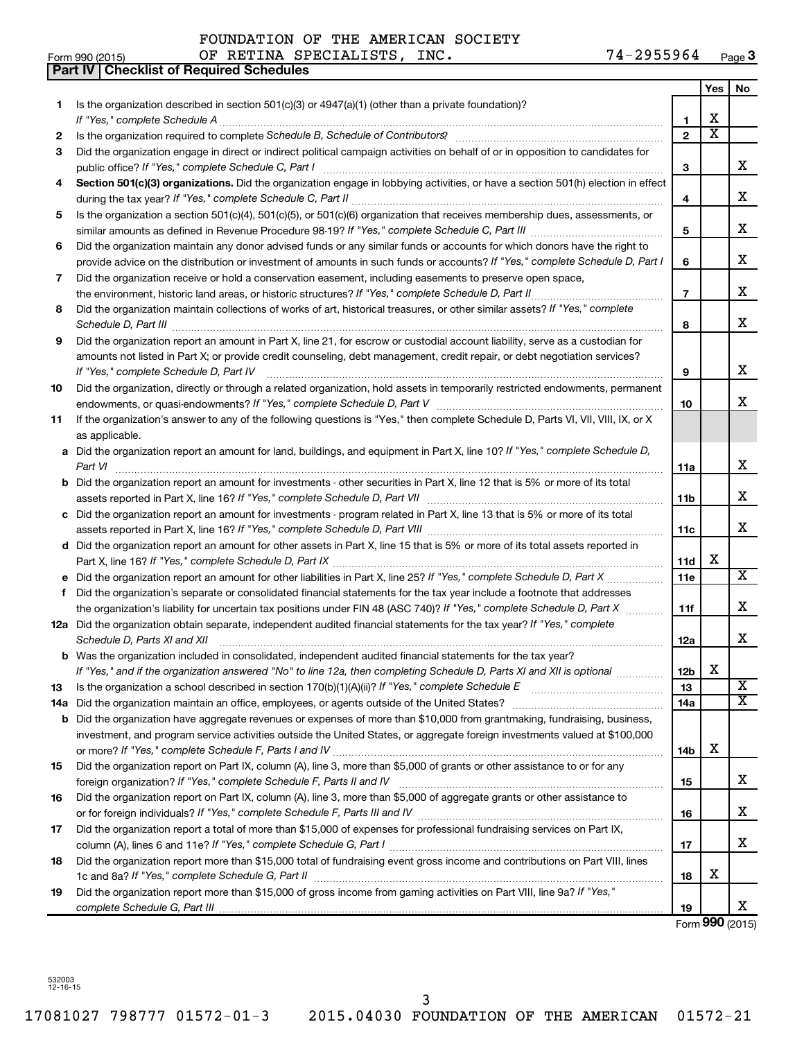FOUNDATION OF THE AMERICAN SOCIETY
Form 990 (2015) OF RETINA SPECIALISTS, INC. 74-2955964 Page 3

**Part IV | Checklist of Required Schedules**

| | | | Yes | No |
|---|---|---|---|---|
| 1 | Is the organization described in section 501(c)(3) or 4947(a)(1) (other than a private foundation)? *If "Yes," complete Schedule A* | 1 | X | |
| 2 | Is the organization required to complete *Schedule B, Schedule of Contributors*? | 2 | X | |
| 3 | Did the organization engage in direct or indirect political campaign activities on behalf of or in opposition to candidates for public office? *If "Yes," complete Schedule C, Part I* | 3 | | X |
| 4 | **Section 501(c)(3) organizations.** Did the organization engage in lobbying activities, or have a section 501(h) election in effect during the tax year? *If "Yes," complete Schedule C, Part II* | 4 | | X |
| 5 | Is the organization a section 501(c)(4), 501(c)(5), or 501(c)(6) organization that receives membership dues, assessments, or similar amounts as defined in Revenue Procedure 98-19? *If "Yes," complete Schedule C, Part III* | 5 | | X |
| 6 | Did the organization maintain any donor advised funds or any similar funds or accounts for which donors have the right to provide advice on the distribution or investment of amounts in such funds or accounts? *If "Yes," complete Schedule D, Part I* | 6 | | X |
| 7 | Did the organization receive or hold a conservation easement, including easements to preserve open space, the environment, historic land areas, or historic structures? *If "Yes," complete Schedule D, Part II* | 7 | | X |
| 8 | Did the organization maintain collections of works of art, historical treasures, or other similar assets? *If "Yes," complete Schedule D, Part III* | 8 | | X |
| 9 | Did the organization report an amount in Part X, line 21, for escrow or custodial account liability, serve as a custodian for amounts not listed in Part X; or provide credit counseling, debt management, credit repair, or debt negotiation services? *If "Yes," complete Schedule D, Part IV* | 9 | | X |
| 10 | Did the organization, directly or through a related organization, hold assets in temporarily restricted endowments, permanent endowments, or quasi-endowments? *If "Yes," complete Schedule D, Part V* | 10 | | X |
| 11 | If the organization's answer to any of the following questions is "Yes," then complete Schedule D, Parts VI, VII, VIII, IX, or X as applicable. | | | |
| a | Did the organization report an amount for land, buildings, and equipment in Part X, line 10? *If "Yes," complete Schedule D, Part VI* | 11a | | X |
| b | Did the organization report an amount for investments - other securities in Part X, line 12 that is 5% or more of its total assets reported in Part X, line 16? *If "Yes," complete Schedule D, Part VII* | 11b | | X |
| c | Did the organization report an amount for investments - program related in Part X, line 13 that is 5% or more of its total assets reported in Part X, line 16? *If "Yes," complete Schedule D, Part VIII* | 11c | | X |
| d | Did the organization report an amount for other assets in Part X, line 15 that is 5% or more of its total assets reported in Part X, line 16? *If "Yes," complete Schedule D, Part IX* | 11d | X | |
| e | Did the organization report an amount for other liabilities in Part X, line 25? *If "Yes," complete Schedule D, Part X* | 11e | | X |
| f | Did the organization's separate or consolidated financial statements for the tax year include a footnote that addresses the organization's liability for uncertain tax positions under FIN 48 (ASC 740)? *If "Yes," complete Schedule D, Part X* | 11f | | X |
| 12a | Did the organization obtain separate, independent audited financial statements for the tax year? *If "Yes," complete Schedule D, Parts XI and XII* | 12a | | X |
| b | Was the organization included in consolidated, independent audited financial statements for the tax year? *If "Yes," and if the organization answered "No" to line 12a, then completing Schedule D, Parts XI and XII is optional* | 12b | X | |
| 13 | Is the organization a school described in section 170(b)(1)(A)(ii)? *If "Yes," complete Schedule E* | 13 | | X |
| 14a | Did the organization maintain an office, employees, or agents outside of the United States? | 14a | | X |
| b | Did the organization have aggregate revenues or expenses of more than $10,000 from grantmaking, fundraising, business, investment, and program service activities outside the United States, or aggregate foreign investments valued at $100,000 or more? *If "Yes," complete Schedule F, Parts I and IV* | 14b | X | |
| 15 | Did the organization report on Part IX, column (A), line 3, more than $5,000 of grants or other assistance to or for any foreign organization? *If "Yes," complete Schedule F, Parts II and IV* | 15 | | X |
| 16 | Did the organization report on Part IX, column (A), line 3, more than $5,000 of aggregate grants or other assistance to or for foreign individuals? *If "Yes," complete Schedule F, Parts III and IV* | 16 | | X |
| 17 | Did the organization report a total of more than $15,000 of expenses for professional fundraising services on Part IX, column (A), lines 6 and 11e? *If "Yes," complete Schedule G, Part I* | 17 | | X |
| 18 | Did the organization report more than $15,000 total of fundraising event gross income and contributions on Part VIII, lines 1c and 8a? *If "Yes," complete Schedule G, Part II* | 18 | X | |
| 19 | Did the organization report more than $15,000 of gross income from gaming activities on Part VIII, line 9a? *If "Yes," complete Schedule G, Part III* | 19 | | X |

Form **990** (2015)

532003 12-16-15

17081027 798777 01572-01-3 2015.04030 FOUNDATION OF THE AMERICAN 01572-21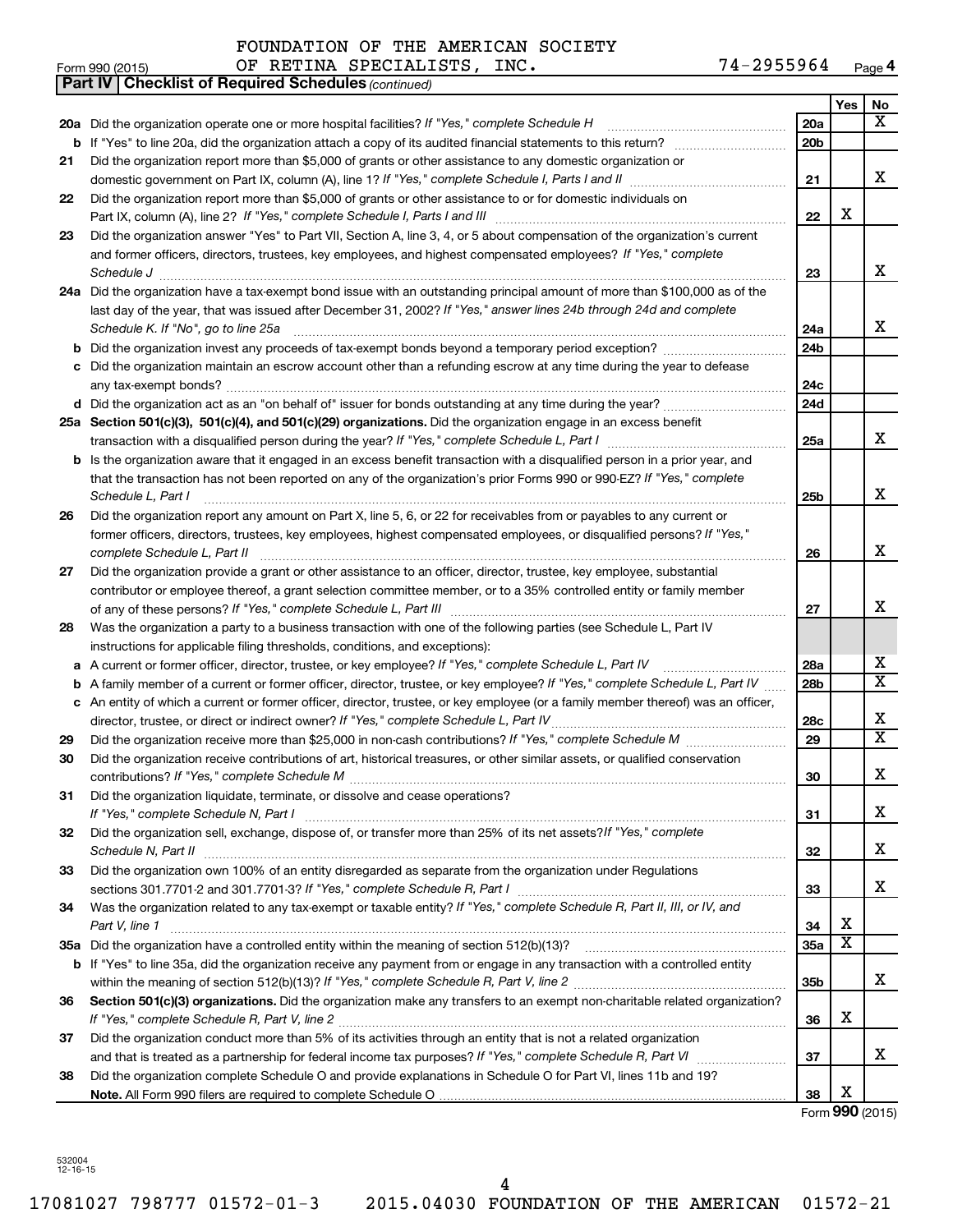FOUNDATION OF THE AMERICAN SOCIETY OF RETINA SPECIALISTS, INC. 74-2955964

Form 990 (2015)

**Part IV | Checklist of Required Schedules** *(continued)*

| | | | Yes | No |
|---|---|---|---|---|
| **20a** | Did the organization operate one or more hospital facilities? *If "Yes," complete Schedule H* | 20a | | X |
| **b** | If "Yes" to line 20a, did the organization attach a copy of its audited financial statements to this return? | 20b | | |
| **21** | Did the organization report more than $5,000 of grants or other assistance to any domestic organization or domestic government on Part IX, column (A), line 1? *If "Yes," complete Schedule I, Parts I and II* | 21 | | X |
| **22** | Did the organization report more than $5,000 of grants or other assistance to or for domestic individuals on Part IX, column (A), line 2? *If "Yes," complete Schedule I, Parts I and III* | 22 | X | |
| **23** | Did the organization answer "Yes" to Part VII, Section A, line 3, 4, or 5 about compensation of the organization's current and former officers, directors, trustees, key employees, and highest compensated employees? *If "Yes," complete Schedule J* | 23 | | X |
| **24a** | Did the organization have a tax-exempt bond issue with an outstanding principal amount of more than $100,000 as of the last day of the year, that was issued after December 31, 2002? *If "Yes," answer lines 24b through 24d and complete Schedule K. If "No", go to line 25a* | 24a | | X |
| **b** | Did the organization invest any proceeds of tax-exempt bonds beyond a temporary period exception? | 24b | | |
| **c** | Did the organization maintain an escrow account other than a refunding escrow at any time during the year to defease any tax-exempt bonds? | 24c | | |
| **d** | Did the organization act as an "on behalf of" issuer for bonds outstanding at any time during the year? | 24d | | |
| **25a** | **Section 501(c)(3), 501(c)(4), and 501(c)(29) organizations.** Did the organization engage in an excess benefit transaction with a disqualified person during the year? *If "Yes," complete Schedule L, Part I* | 25a | | X |
| **b** | Is the organization aware that it engaged in an excess benefit transaction with a disqualified person in a prior year, and that the transaction has not been reported on any of the organization's prior Forms 990 or 990-EZ? *If "Yes," complete Schedule L, Part I* | 25b | | X |
| **26** | Did the organization report any amount on Part X, line 5, 6, or 22 for receivables from or payables to any current or former officers, directors, trustees, key employees, highest compensated employees, or disqualified persons? *If "Yes," complete Schedule L, Part II* | 26 | | X |
| **27** | Did the organization provide a grant or other assistance to an officer, director, trustee, key employee, substantial contributor or employee thereof, a grant selection committee member, or to a 35% controlled entity or family member of any of these persons? *If "Yes," complete Schedule L, Part III* | 27 | | X |
| **28** | Was the organization a party to a business transaction with one of the following parties (see Schedule L, Part IV instructions for applicable filing thresholds, conditions, and exceptions): | | | |
| **a** | A current or former officer, director, trustee, or key employee? *If "Yes," complete Schedule L, Part IV* | 28a | | X |
| **b** | A family member of a current or former officer, director, trustee, or key employee? *If "Yes," complete Schedule L, Part IV* | 28b | | X |
| **c** | An entity of which a current or former officer, director, trustee, or key employee (or a family member thereof) was an officer, director, trustee, or direct or indirect owner? *If "Yes," complete Schedule L, Part IV* | 28c | | X |
| **29** | Did the organization receive more than $25,000 in non-cash contributions? *If "Yes," complete Schedule M* | 29 | | X |
| **30** | Did the organization receive contributions of art, historical treasures, or other similar assets, or qualified conservation contributions? *If "Yes," complete Schedule M* | 30 | | X |
| **31** | Did the organization liquidate, terminate, or dissolve and cease operations? *If "Yes," complete Schedule N, Part I* | 31 | | X |
| **32** | Did the organization sell, exchange, dispose of, or transfer more than 25% of its net assets? *If "Yes," complete Schedule N, Part II* | 32 | | X |
| **33** | Did the organization own 100% of an entity disregarded as separate from the organization under Regulations sections 301.7701-2 and 301.7701-3? *If "Yes," complete Schedule R, Part I* | 33 | | X |
| **34** | Was the organization related to any tax-exempt or taxable entity? *If "Yes," complete Schedule R, Part II, III, or IV, and Part V, line 1* | 34 | X | |
| **35a** | Did the organization have a controlled entity within the meaning of section 512(b)(13)? | 35a | X | |
| **b** | If "Yes" to line 35a, did the organization receive any payment from or engage in any transaction with a controlled entity within the meaning of section 512(b)(13)? *If "Yes," complete Schedule R, Part V, line 2* | 35b | | X |
| **36** | **Section 501(c)(3) organizations.** Did the organization make any transfers to an exempt non-charitable related organization? *If "Yes," complete Schedule R, Part V, line 2* | 36 | X | |
| **37** | Did the organization conduct more than 5% of its activities through an entity that is not a related organization and that is treated as a partnership for federal income tax purposes? *If "Yes," complete Schedule R, Part VI* | 37 | | X |
| **38** | Did the organization complete Schedule O and provide explanations in Schedule O for Part VI, lines 11b and 19? **Note.** All Form 990 filers are required to complete Schedule O | 38 | X | |

Form **990** (2015)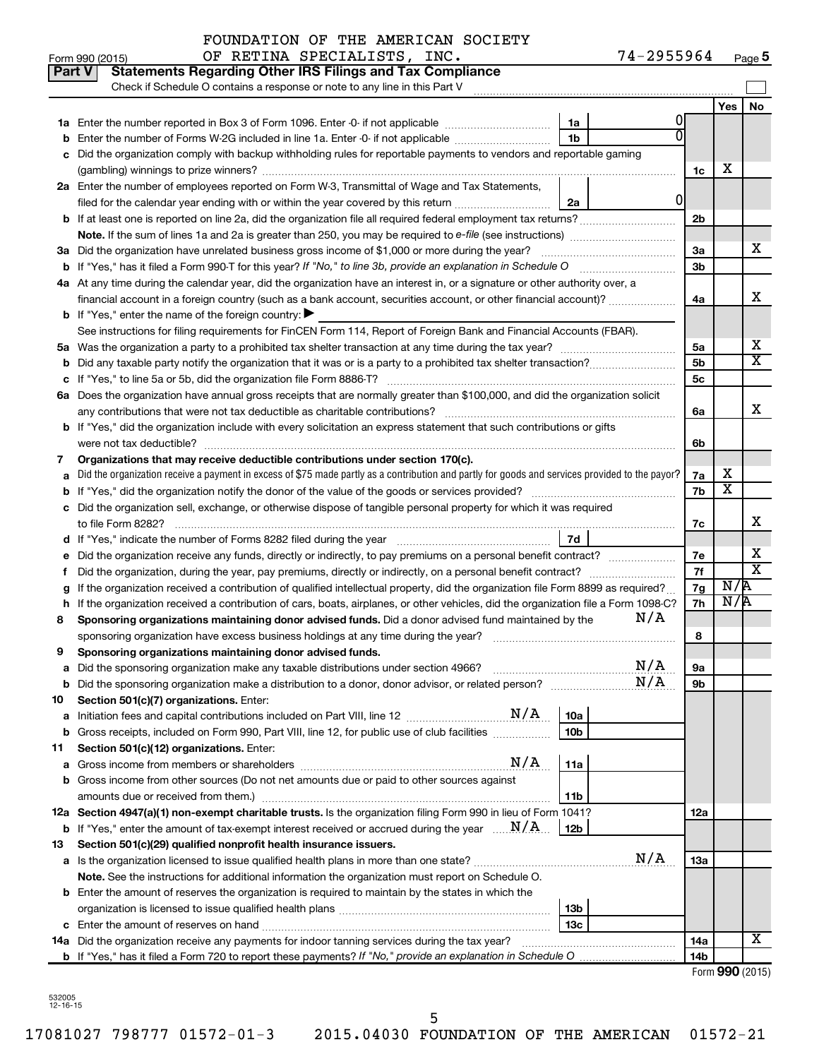FOUNDATION OF THE AMERICAN SOCIETY OF RETINA SPECIALISTS, INC. 74-2955964

Form 990 (2015) Page 5

## Part V Statements Regarding Other IRS Filings and Tax Compliance

Check if Schedule O contains a response or note to any line in this Part V

| | | | | | Yes | No |
|---|---|---|---|---|---|---|
| **1a** | Enter the number reported in Box 3 of Form 1096. Enter -0- if not applicable | 1a | 0 | | | |
| **b** | Enter the number of Forms W-2G included in line 1a. Enter -0- if not applicable | 1b | 0 | | | |
| **c** | Did the organization comply with backup withholding rules for reportable payments to vendors and reportable gaming (gambling) winnings to prize winners? | | | 1c | X | |
| **2a** | Enter the number of employees reported on Form W-3, Transmittal of Wage and Tax Statements, filed for the calendar year ending with or within the year covered by this return | 2a | 0 | | | |
| **b** | If at least one is reported on line 2a, did the organization file all required federal employment tax returns? | | | 2b | | |
| | **Note.** If the sum of lines 1a and 2a is greater than 250, you may be required to *e-file* (see instructions) | | | | | |
| **3a** | Did the organization have unrelated business gross income of $1,000 or more during the year? | | | 3a | | X |
| **b** | If "Yes," has it filed a Form 990-T for this year? *If "No," to line 3b, provide an explanation in Schedule O* | | | 3b | | |
| **4a** | At any time during the calendar year, did the organization have an interest in, or a signature or other authority over, a financial account in a foreign country (such as a bank account, securities account, or other financial account)? | | | 4a | | X |
| **b** | If "Yes," enter the name of the foreign country: ▶ | | | | | |
| | See instructions for filing requirements for FinCEN Form 114, Report of Foreign Bank and Financial Accounts (FBAR). | | | | | |
| **5a** | Was the organization a party to a prohibited tax shelter transaction at any time during the tax year? | | | 5a | | X |
| **b** | Did any taxable party notify the organization that it was or is a party to a prohibited tax shelter transaction? | | | 5b | | X |
| **c** | If "Yes," to line 5a or 5b, did the organization file Form 8886-T? | | | 5c | | |
| **6a** | Does the organization have annual gross receipts that are normally greater than $100,000, and did the organization solicit any contributions that were not tax deductible as charitable contributions? | | | 6a | | X |
| **b** | If "Yes," did the organization include with every solicitation an express statement that such contributions or gifts were not tax deductible? | | | 6b | | |
| **7** | **Organizations that may receive deductible contributions under section 170(c).** | | | | | |
| **a** | Did the organization receive a payment in excess of $75 made partly as a contribution and partly for goods and services provided to the payor? | | | 7a | X | |
| **b** | If "Yes," did the organization notify the donor of the value of the goods or services provided? | | | 7b | X | |
| **c** | Did the organization sell, exchange, or otherwise dispose of tangible personal property for which it was required to file Form 8282? | | | 7c | | X |
| **d** | If "Yes," indicate the number of Forms 8282 filed during the year | 7d | | | | |
| **e** | Did the organization receive any funds, directly or indirectly, to pay premiums on a personal benefit contract? | | | 7e | | X |
| **f** | Did the organization, during the year, pay premiums, directly or indirectly, on a personal benefit contract? | | | 7f | | X |
| **g** | If the organization received a contribution of qualified intellectual property, did the organization file Form 8899 as required? | | | 7g | N/A | |
| **h** | If the organization received a contribution of cars, boats, airplanes, or other vehicles, did the organization file a Form 1098-C? | | | 7h | N/A | |
| **8** | **Sponsoring organizations maintaining donor advised funds.** Did a donor advised fund maintained by the sponsoring organization have excess business holdings at any time during the year? N/A | | | 8 | | |
| **9** | **Sponsoring organizations maintaining donor advised funds.** | | | | | |
| **a** | Did the sponsoring organization make any taxable distributions under section 4966? N/A | | | 9a | | |
| **b** | Did the sponsoring organization make a distribution to a donor, donor advisor, or related person? N/A | | | 9b | | |
| **10** | **Section 501(c)(7) organizations.** Enter: | | | | | |
| **a** | Initiation fees and capital contributions included on Part VIII, line 12 N/A | 10a | | | | |
| **b** | Gross receipts, included on Form 990, Part VIII, line 12, for public use of club facilities | 10b | | | | |
| **11** | **Section 501(c)(12) organizations.** Enter: | | | | | |
| **a** | Gross income from members or shareholders N/A | 11a | | | | |
| **b** | Gross income from other sources (Do not net amounts due or paid to other sources against amounts due or received from them.) | 11b | | | | |
| **12a** | **Section 4947(a)(1) non-exempt charitable trusts.** Is the organization filing Form 990 in lieu of Form 1041? | | | 12a | | |
| **b** | If "Yes," enter the amount of tax-exempt interest received or accrued during the year N/A | 12b | | | | |
| **13** | **Section 501(c)(29) qualified nonprofit health insurance issuers.** | | | | | |
| **a** | Is the organization licensed to issue qualified health plans in more than one state? N/A | | | 13a | | |
| | **Note.** See the instructions for additional information the organization must report on Schedule O. | | | | | |
| **b** | Enter the amount of reserves the organization is required to maintain by the states in which the organization is licensed to issue qualified health plans | 13b | | | | |
| **c** | Enter the amount of reserves on hand | 13c | | | | |
| **14a** | Did the organization receive any payments for indoor tanning services during the tax year? | | | 14a | | X |
| **b** | If "Yes," has it filed a Form 720 to report these payments? *If "No," provide an explanation in Schedule O* | | | 14b | | |

Form **990** (2015)

532005 12-16-15

17081027 798777 01572-01-3 2015.04030 FOUNDATION OF THE AMERICAN 01572-21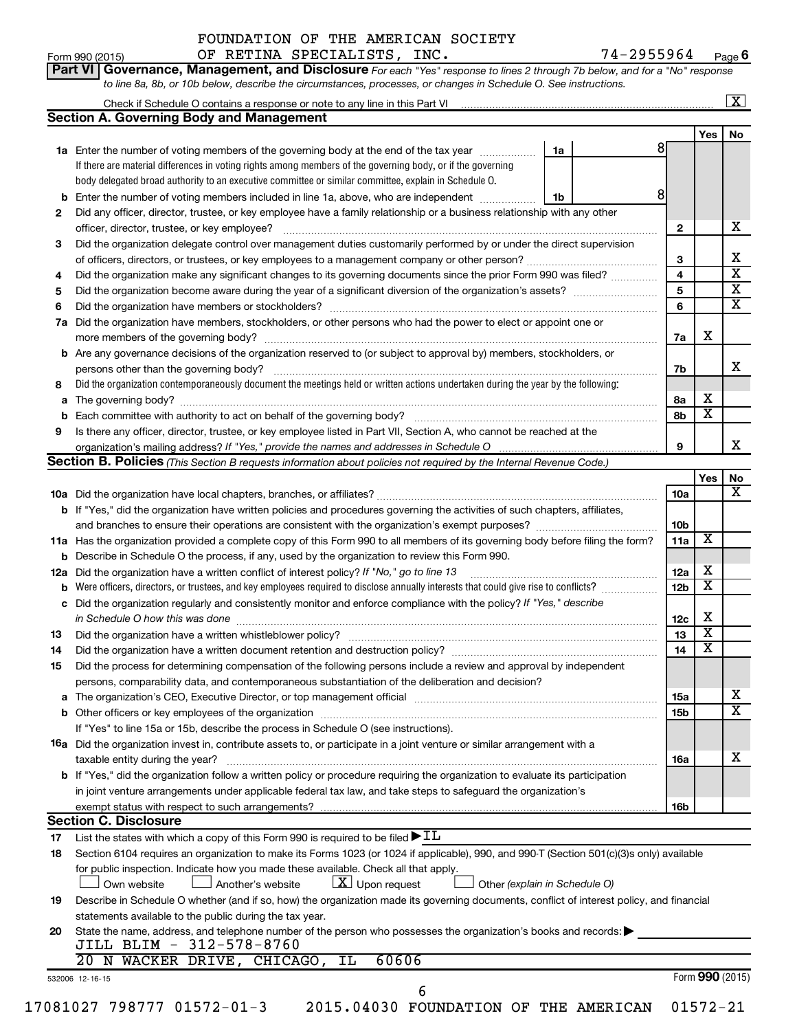FOUNDATION OF THE AMERICAN SOCIETY
Form 990 (2015) OF RETINA SPECIALISTS, INC. 74-2955964 Page 6

**Part VI Governance, Management, and Disclosure** *For each "Yes" response to lines 2 through 7b below, and for a "No" response to line 8a, 8b, or 10b below, describe the circumstances, processes, or changes in Schedule O. See instructions.*

Check if Schedule O contains a response or note to any line in this Part VI [X]

## Section A. Governing Body and Management

| | | | | Yes | No |
|---|---|---|---|---|---|
| 1a | Enter the number of voting members of the governing body at the end of the tax year | 1a | 8 | | |
| | If there are material differences in voting rights among members of the governing body, or if the governing body delegated broad authority to an executive committee or similar committee, explain in Schedule O. | | | | |
| b | Enter the number of voting members included in line 1a, above, who are independent | 1b | 8 | | |
| 2 | Did any officer, director, trustee, or key employee have a family relationship or a business relationship with any other officer, director, trustee, or key employee? | 2 | | | X |
| 3 | Did the organization delegate control over management duties customarily performed by or under the direct supervision of officers, directors, or trustees, or key employees to a management company or other person? | 3 | | | X |
| 4 | Did the organization make any significant changes to its governing documents since the prior Form 990 was filed? | 4 | | | X |
| 5 | Did the organization become aware during the year of a significant diversion of the organization's assets? | 5 | | | X |
| 6 | Did the organization have members or stockholders? | 6 | | | X |
| 7a | Did the organization have members, stockholders, or other persons who had the power to elect or appoint one or more members of the governing body? | 7a | | X | |
| b | Are any governance decisions of the organization reserved to (or subject to approval by) members, stockholders, or persons other than the governing body? | 7b | | | X |
| 8 | Did the organization contemporaneously document the meetings held or written actions undertaken during the year by the following: | | | | |
| a | The governing body? | 8a | | X | |
| b | Each committee with authority to act on behalf of the governing body? | 8b | | X | |
| 9 | Is there any officer, director, trustee, or key employee listed in Part VII, Section A, who cannot be reached at the organization's mailing address? *If "Yes," provide the names and addresses in Schedule O* | 9 | | | X |

## Section B. Policies *(This Section B requests information about policies not required by the Internal Revenue Code.)*

| | | | Yes | No |
|---|---|---|---|---|
| 10a | Did the organization have local chapters, branches, or affiliates? | 10a | | X |
| b | If "Yes," did the organization have written policies and procedures governing the activities of such chapters, affiliates, and branches to ensure their operations are consistent with the organization's exempt purposes? | 10b | | |
| 11a | Has the organization provided a complete copy of this Form 990 to all members of its governing body before filing the form? | 11a | X | |
| b | Describe in Schedule O the process, if any, used by the organization to review this Form 990. | | | |
| 12a | Did the organization have a written conflict of interest policy? *If "No," go to line 13* | 12a | X | |
| b | Were officers, directors, or trustees, and key employees required to disclose annually interests that could give rise to conflicts? | 12b | X | |
| c | Did the organization regularly and consistently monitor and enforce compliance with the policy? *If "Yes," describe in Schedule O how this was done* | 12c | X | |
| 13 | Did the organization have a written whistleblower policy? | 13 | X | |
| 14 | Did the organization have a written document retention and destruction policy? | 14 | X | |
| 15 | Did the process for determining compensation of the following persons include a review and approval by independent persons, comparability data, and contemporaneous substantiation of the deliberation and decision? | | | |
| a | The organization's CEO, Executive Director, or top management official | 15a | | X |
| b | Other officers or key employees of the organization | 15b | | X |
| | If "Yes" to line 15a or 15b, describe the process in Schedule O (see instructions). | | | |
| 16a | Did the organization invest in, contribute assets to, or participate in a joint venture or similar arrangement with a taxable entity during the year? | 16a | | X |
| b | If "Yes," did the organization follow a written policy or procedure requiring the organization to evaluate its participation in joint venture arrangements under applicable federal tax law, and take steps to safeguard the organization's exempt status with respect to such arrangements? | 16b | | |

## Section C. Disclosure

17 List the states with which a copy of this Form 990 is required to be filed ▶ IL

18 Section 6104 requires an organization to make its Forms 1023 (or 1024 if applicable), 990, and 990-T (Section 501(c)(3)s only) available for public inspection. Indicate how you made these available. Check all that apply.
[ ] Own website [ ] Another's website [X] Upon request [ ] Other *(explain in Schedule O)*

19 Describe in Schedule O whether (and if so, how) the organization made its governing documents, conflict of interest policy, and financial statements available to the public during the tax year.

20 State the name, address, and telephone number of the person who possesses the organization's books and records: ▶
JILL BLIM - 312-578-8760
20 N WACKER DRIVE, CHICAGO, IL 60606

532006 12-16-15 Form **990** (2015)

17081027 798777 01572-01-3 2015.04030 FOUNDATION OF THE AMERICAN 01572-21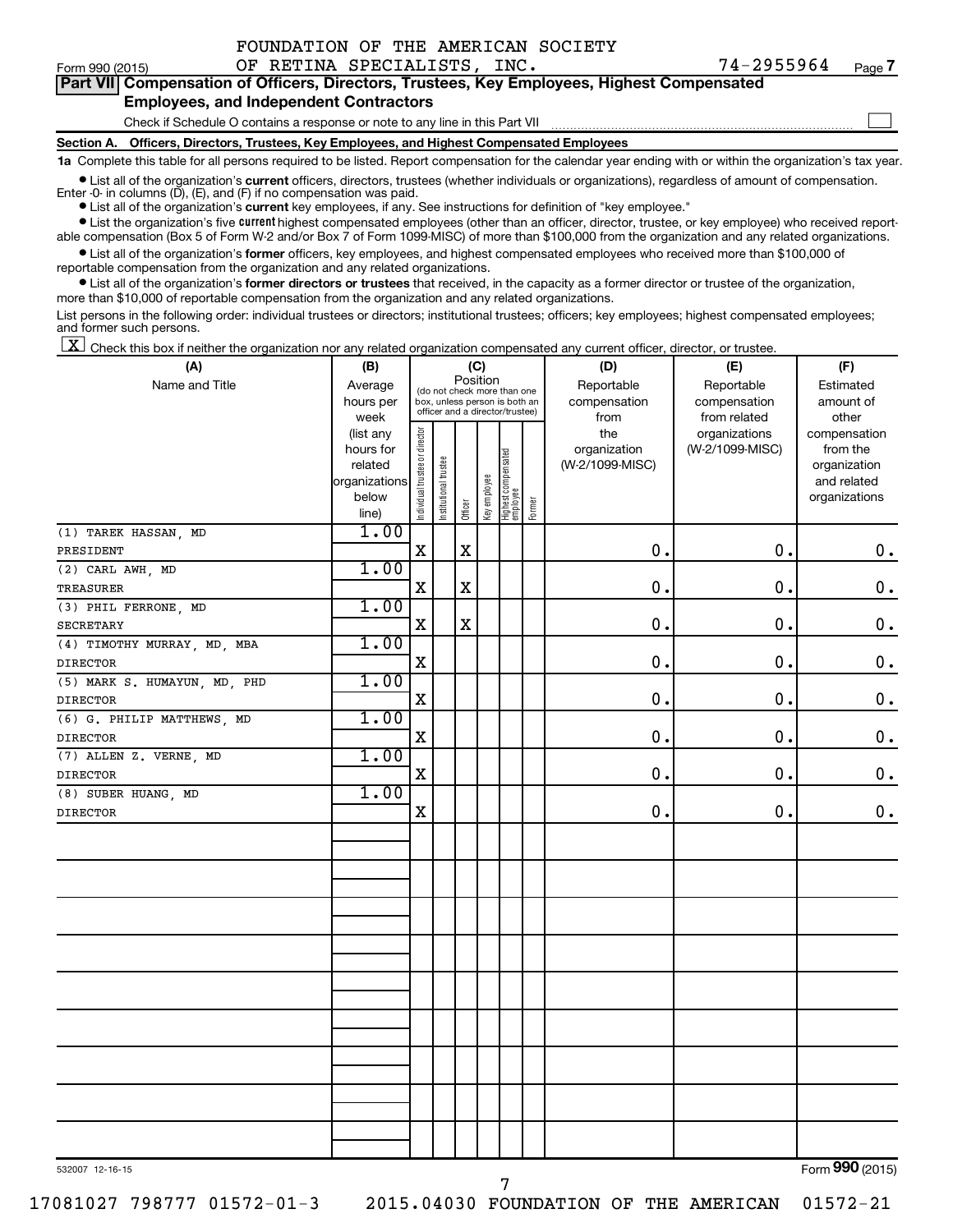FOUNDATION OF THE AMERICAN SOCIETY
Form 990 (2015) OF RETINA SPECIALISTS, INC. 74-2955964 Page 7

**Part VII Compensation of Officers, Directors, Trustees, Key Employees, Highest Compensated Employees, and Independent Contractors**

Check if Schedule O contains a response or note to any line in this Part VII ☐

**Section A. Officers, Directors, Trustees, Key Employees, and Highest Compensated Employees**

**1a** Complete this table for all persons required to be listed. Report compensation for the calendar year ending with or within the organization's tax year.

- List all of the organization's **current** officers, directors, trustees (whether individuals or organizations), regardless of amount of compensation. Enter -0- in columns (D), (E), and (F) if no compensation was paid.
- List all of the organization's **current** key employees, if any. See instructions for definition of "key employee."
- List the organization's five **current** highest compensated employees (other than an officer, director, trustee, or key employee) who received reportable compensation (Box 5 of Form W-2 and/or Box 7 of Form 1099-MISC) of more than $100,000 from the organization and any related organizations.
- List all of the organization's **former** officers, key employees, and highest compensated employees who received more than $100,000 of reportable compensation from the organization and any related organizations.
- List all of the organization's **former directors or trustees** that received, in the capacity as a former director or trustee of the organization, more than $10,000 of reportable compensation from the organization and any related organizations.

List persons in the following order: individual trustees or directors; institutional trustees; officers; key employees; highest compensated employees; and former such persons.

☒ Check this box if neither the organization nor any related organization compensated any current officer, director, or trustee.

| (A) Name and Title | (B) Average hours per week (list any hours for related organizations below line) | (C) Position: Individual trustee or director | Institutional trustee | Officer | Key employee | Highest compensated employee | Former | (D) Reportable compensation from the organization (W-2/1099-MISC) | (E) Reportable compensation from related organizations (W-2/1099-MISC) | (F) Estimated amount of other compensation from the organization and related organizations |
|---|---|---|---|---|---|---|---|---|---|---|
| (1) TAREK HASSAN, MD<br>PRESIDENT | 1.00 | X | | X | | | | 0. | 0. | 0. |
| (2) CARL AWH, MD<br>TREASURER | 1.00 | X | | X | | | | 0. | 0. | 0. |
| (3) PHIL FERRONE, MD<br>SECRETARY | 1.00 | X | | X | | | | 0. | 0. | 0. |
| (4) TIMOTHY MURRAY, MD, MBA<br>DIRECTOR | 1.00 | X | | | | | | 0. | 0. | 0. |
| (5) MARK S. HUMAYUN, MD, PHD<br>DIRECTOR | 1.00 | X | | | | | | 0. | 0. | 0. |
| (6) G. PHILIP MATTHEWS, MD<br>DIRECTOR | 1.00 | X | | | | | | 0. | 0. | 0. |
| (7) ALLEN Z. VERNE, MD<br>DIRECTOR | 1.00 | X | | | | | | 0. | 0. | 0. |
| (8) SUBER HUANG, MD<br>DIRECTOR | 1.00 | X | | | | | | 0. | 0. | 0. |

532007 12-16-15 Form **990** (2015)

17081027 798777 01572-01-3 2015.04030 FOUNDATION OF THE AMERICAN 01572-21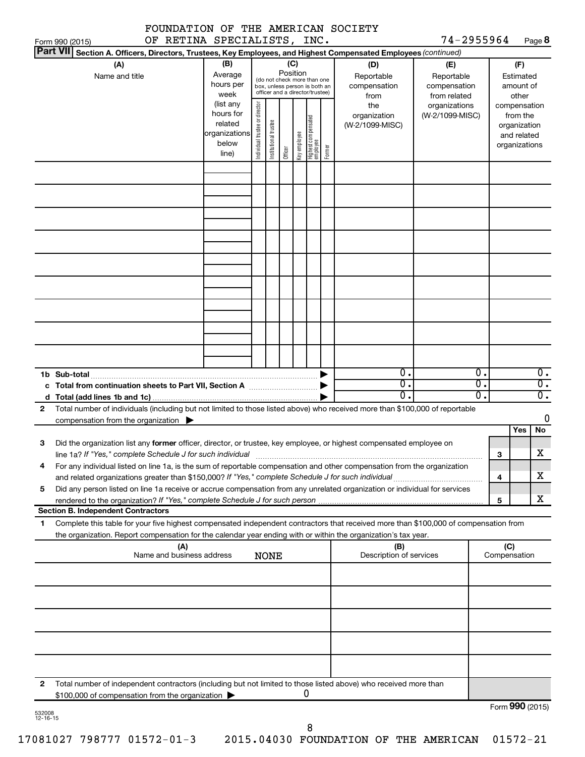FOUNDATION OF THE AMERICAN SOCIETY OF RETINA SPECIALISTS, INC. 74-2955964

Form 990 (2015) Page **8**

**Part VII** **Section A. Officers, Directors, Trustees, Key Employees, and Highest Compensated Employees** *(continued)*

| (A) Name and title | (B) Average hours per week (list any hours for related organizations below line) | (C) Position (do not check more than one box, unless person is both an officer and a director/trustee) Individual trustee or director | Institutional trustee | Officer | Key employee | Highest compensated employee | Former | (D) Reportable compensation from the organization (W-2/1099-MISC) | (E) Reportable compensation from related organizations (W-2/1099-MISC) | (F) Estimated amount of other compensation from the organization and related organizations |
|---|---|---|---|---|---|---|---|---|---|---|
| | | | | | | | | | | |
| | | | | | | | | | | |
| | | | | | | | | | | |
| | | | | | | | | | | |
| | | | | | | | | | | |
| | | | | | | | | | | |
| | | | | | | | | | | |
| | | | | | | | | | | |
| | | | | | | | | | | |
| **1b Sub-total** | | | | | | | | 0. | 0. | 0. |
| **c Total from continuation sheets to Part VII, Section A** | | | | | | | | 0. | 0. | 0. |
| **d Total (add lines 1b and 1c)** | | | | | | | | 0. | 0. | 0. |

**2** Total number of individuals (including but not limited to those listed above) who received more than $100,000 of reportable compensation from the organization ▶ 0

| | | | Yes | No |
|---|---|---|---|---|
| **3** | Did the organization list any **former** officer, director, or trustee, key employee, or highest compensated employee on line 1a? *If "Yes," complete Schedule J for such individual* | **3** | | X |
| **4** | For any individual listed on line 1a, is the sum of reportable compensation and other compensation from the organization and related organizations greater than $150,000? *If "Yes," complete Schedule J for such individual* | **4** | | X |
| **5** | Did any person listed on line 1a receive or accrue compensation from any unrelated organization or individual for services rendered to the organization? *If "Yes," complete Schedule J for such person* | **5** | | X |

**Section B. Independent Contractors**

**1** Complete this table for your five highest compensated independent contractors that received more than $100,000 of compensation from the organization. Report compensation for the calendar year ending with or within the organization's tax year.

| (A) Name and business address | (B) Description of services | (C) Compensation |
|---|---|---|
| NONE | | |
| | | |
| | | |
| | | |
| | | |
| | | |

**2** Total number of independent contractors (including but not limited to those listed above) who received more than $100,000 of compensation from the organization ▶ 0

Form **990** (2015)

532008 12-16-15

17081027 798777 01572-01-3 2015.04030 FOUNDATION OF THE AMERICAN 01572-21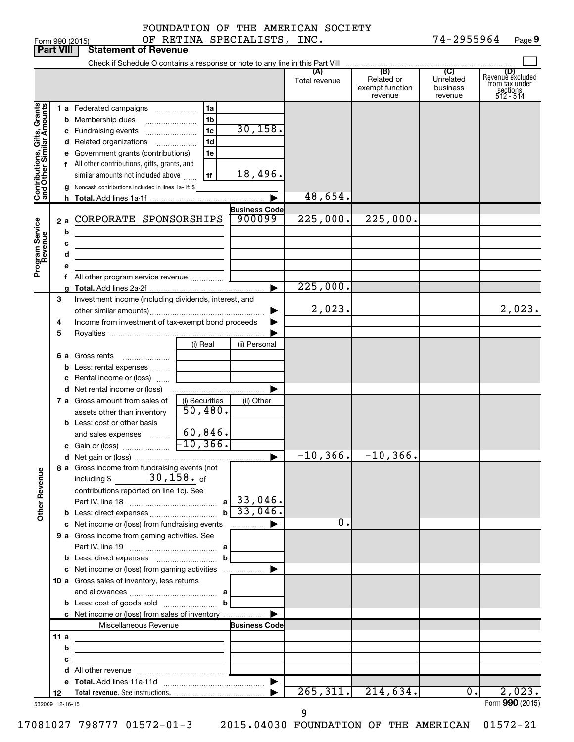FOUNDATION OF THE AMERICAN SOCIETY OF RETINA SPECIALISTS, INC. 74-2955964

Form 990 (2015) Page 9

**Part VIII Statement of Revenue**

Check if Schedule O contains a response or note to any line in this Part VIII ☐

| | | | | (A) Total revenue | (B) Related or exempt function revenue | (C) Unrelated business revenue | (D) Revenue excluded from tax under sections 512 - 514 |
|---|---|---|---|---|---|---|---|
| **Contributions, Gifts, Grants and Other Similar Amounts** | 1 a Federated campaigns | 1a | | | | | |
| | b Membership dues | 1b | | | | | |
| | c Fundraising events | 1c | 30,158. | | | | |
| | d Related organizations | 1d | | | | | |
| | e Government grants (contributions) | 1e | | | | | |
| | f All other contributions, gifts, grants, and similar amounts not included above | 1f | 18,496. | | | | |
| | g Noncash contributions included in lines 1a-1f: $ | | | | | | |
| | h **Total.** Add lines 1a-1f | | ▶ | 48,654. | | | |
| **Program Service Revenue** | | | **Business Code** | | | | |
| | 2 a CORPORATE SPONSORSHIPS | | 900099 | 225,000. | 225,000. | | |
| | b | | | | | | |
| | c | | | | | | |
| | d | | | | | | |
| | e | | | | | | |
| | f All other program service revenue | | | | | | |
| | g **Total.** Add lines 2a-2f | | ▶ | 225,000. | | | |
| **Other Revenue** | 3 Investment income (including dividends, interest, and other similar amounts) | | ▶ | 2,023. | | | 2,023. |
| | 4 Income from investment of tax-exempt bond proceeds | | ▶ | | | | |
| | 5 Royalties | | ▶ | | | | |
| | | (i) Real | (ii) Personal | | | | |
| | 6 a Gross rents | | | | | | |
| | b Less: rental expenses | | | | | | |
| | c Rental income or (loss) | | | | | | |
| | d Net rental income or (loss) | | ▶ | | | | |
| | 7 a Gross amount from sales of assets other than inventory | (i) Securities 50,480. | (ii) Other | | | | |
| | b Less: cost or other basis and sales expenses | 60,846. | | | | | |
| | c Gain or (loss) | -10,366. | | | | | |
| | d Net gain or (loss) | | ▶ | -10,366. | -10,366. | | |
| | 8 a Gross income from fundraising events (not including $ 30,158. of contributions reported on line 1c). See Part IV, line 18 | a | 33,046. | | | | |
| | b Less: direct expenses | b | 33,046. | | | | |
| | c Net income or (loss) from fundraising events | | ▶ | 0. | | | |
| | 9 a Gross income from gaming activities. See Part IV, line 19 | a | | | | | |
| | b Less: direct expenses | b | | | | | |
| | c Net income or (loss) from gaming activities | | ▶ | | | | |
| | 10 a Gross sales of inventory, less returns and allowances | a | | | | | |
| | b Less: cost of goods sold | b | | | | | |
| | c Net income or (loss) from sales of inventory | | ▶ | | | | |
| | Miscellaneous Revenue | | **Business Code** | | | | |
| | 11 a | | | | | | |
| | b | | | | | | |
| | c | | | | | | |
| | d All other revenue | | | | | | |
| | e **Total.** Add lines 11a-11d | | ▶ | | | | |
| | 12 **Total revenue.** See instructions. | | ▶ | 265,311. | 214,634. | 0. | 2,023. |

532009 12-16-15 Form **990** (2015)

17081027 798777 01572-01-3 2015.04030 FOUNDATION OF THE AMERICAN 01572-21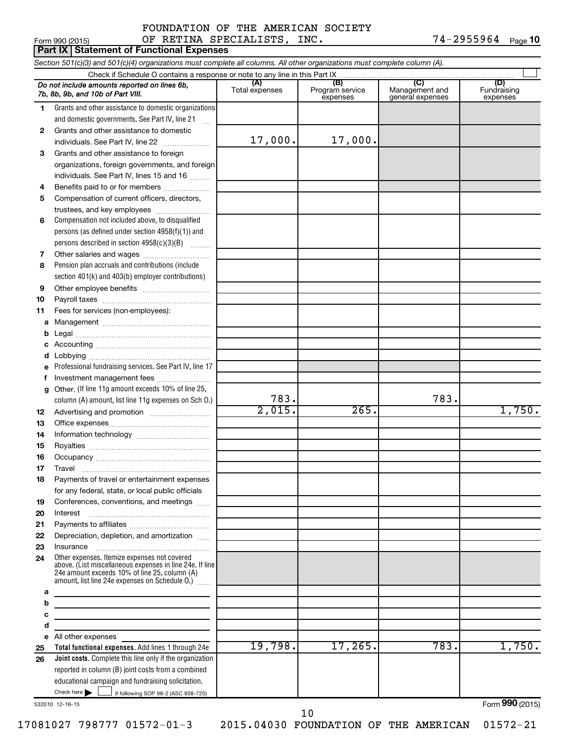FOUNDATION OF THE AMERICAN SOCIETY
Form 990 (2015) OF RETINA SPECIALISTS, INC. 74-2955964 Page 10

## Part IX Statement of Functional Expenses

*Section 501(c)(3) and 501(c)(4) organizations must complete all columns. All other organizations must complete column (A).*

Check if Schedule O contains a response or note to any line in this Part IX

| *Do not include amounts reported on lines 6b, 7b, 8b, 9b, and 10b of Part VIII.* | (A) Total expenses | (B) Program service expenses | (C) Management and general expenses | (D) Fundraising expenses |
|---|---|---|---|---|
| 1 Grants and other assistance to domestic organizations and domestic governments. See Part IV, line 21 | | | | |
| 2 Grants and other assistance to domestic individuals. See Part IV, line 22 | 17,000. | 17,000. | | |
| 3 Grants and other assistance to foreign organizations, foreign governments, and foreign individuals. See Part IV, lines 15 and 16 | | | | |
| 4 Benefits paid to or for members | | | | |
| 5 Compensation of current officers, directors, trustees, and key employees | | | | |
| 6 Compensation not included above, to disqualified persons (as defined under section 4958(f)(1)) and persons described in section 4958(c)(3)(B) | | | | |
| 7 Other salaries and wages | | | | |
| 8 Pension plan accruals and contributions (include section 401(k) and 403(b) employer contributions) | | | | |
| 9 Other employee benefits | | | | |
| 10 Payroll taxes | | | | |
| 11 Fees for services (non-employees): | | | | |
| a Management | | | | |
| b Legal | | | | |
| c Accounting | | | | |
| d Lobbying | | | | |
| e Professional fundraising services. See Part IV, line 17 | | | | |
| f Investment management fees | | | | |
| g Other. (If line 11g amount exceeds 10% of line 25, column (A) amount, list line 11g expenses on Sch O.) | 783. | | 783. | |
| 12 Advertising and promotion | 2,015. | 265. | | 1,750. |
| 13 Office expenses | | | | |
| 14 Information technology | | | | |
| 15 Royalties | | | | |
| 16 Occupancy | | | | |
| 17 Travel | | | | |
| 18 Payments of travel or entertainment expenses for any federal, state, or local public officials | | | | |
| 19 Conferences, conventions, and meetings | | | | |
| 20 Interest | | | | |
| 21 Payments to affiliates | | | | |
| 22 Depreciation, depletion, and amortization | | | | |
| 23 Insurance | | | | |
| 24 Other expenses. Itemize expenses not covered above. (List miscellaneous expenses in line 24e. If line 24e amount exceeds 10% of line 25, column (A) amount, list line 24e expenses on Schedule O.) | | | | |
| a | | | | |
| b | | | | |
| c | | | | |
| d | | | | |
| e All other expenses | | | | |
| 25 **Total functional expenses.** Add lines 1 through 24e | 19,798. | 17,265. | 783. | 1,750. |
| 26 **Joint costs.** Complete this line only if the organization reported in column (B) joint costs from a combined educational campaign and fundraising solicitation. Check here ☐ if following SOP 98-2 (ASC 958-720) | | | | |

532010 12-16-15 Form 990 (2015)

17081027 798777 01572-01-3 2015.04030 FOUNDATION OF THE AMERICAN 01572-21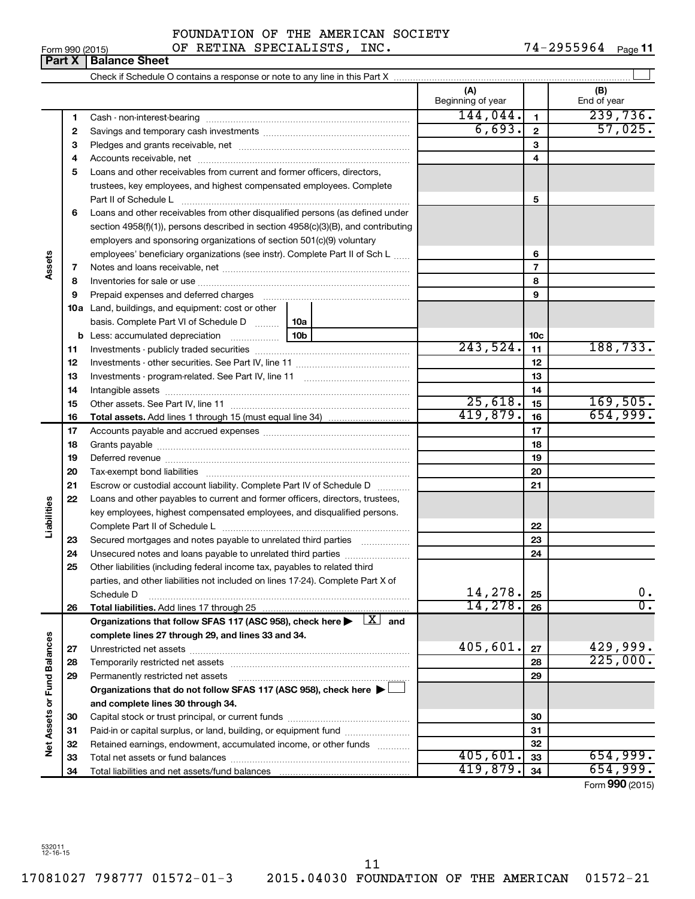FOUNDATION OF THE AMERICAN SOCIETY OF RETINA SPECIALISTS, INC. 74-2955964

Form 990 (2015)

**Part X | Balance Sheet**

Check if Schedule O contains a response or note to any line in this Part X

| | | | (A) Beginning of year | | (B) End of year |
|---|---|---|---|---|---|
| Assets | 1 | Cash - non-interest-bearing | 144,044. | 1 | 239,736. |
| | 2 | Savings and temporary cash investments | 6,693. | 2 | 57,025. |
| | 3 | Pledges and grants receivable, net | | 3 | |
| | 4 | Accounts receivable, net | | 4 | |
| | 5 | Loans and other receivables from current and former officers, directors, trustees, key employees, and highest compensated employees. Complete Part II of Schedule L | | 5 | |
| | 6 | Loans and other receivables from other disqualified persons (as defined under section 4958(f)(1)), persons described in section 4958(c)(3)(B), and contributing employers and sponsoring organizations of section 501(c)(9) voluntary employees' beneficiary organizations (see instr). Complete Part II of Sch L | | 6 | |
| | 7 | Notes and loans receivable, net | | 7 | |
| | 8 | Inventories for sale or use | | 8 | |
| | 9 | Prepaid expenses and deferred charges | | 9 | |
| | 10a | Land, buildings, and equipment: cost or other basis. Complete Part VI of Schedule D — 10a | | | |
| | b | Less: accumulated depreciation — 10b | | 10c | |
| | 11 | Investments - publicly traded securities | 243,524. | 11 | 188,733. |
| | 12 | Investments - other securities. See Part IV, line 11 | | 12 | |
| | 13 | Investments - program-related. See Part IV, line 11 | | 13 | |
| | 14 | Intangible assets | | 14 | |
| | 15 | Other assets. See Part IV, line 11 | 25,618. | 15 | 169,505. |
| | 16 | **Total assets.** Add lines 1 through 15 (must equal line 34) | 419,879. | 16 | 654,999. |
| Liabilities | 17 | Accounts payable and accrued expenses | | 17 | |
| | 18 | Grants payable | | 18 | |
| | 19 | Deferred revenue | | 19 | |
| | 20 | Tax-exempt bond liabilities | | 20 | |
| | 21 | Escrow or custodial account liability. Complete Part IV of Schedule D | | 21 | |
| | 22 | Loans and other payables to current and former officers, directors, trustees, key employees, highest compensated employees, and disqualified persons. Complete Part II of Schedule L | | 22 | |
| | 23 | Secured mortgages and notes payable to unrelated third parties | | 23 | |
| | 24 | Unsecured notes and loans payable to unrelated third parties | | 24 | |
| | 25 | Other liabilities (including federal income tax, payables to related third parties, and other liabilities not included on lines 17-24). Complete Part X of Schedule D | 14,278. | 25 | 0. |
| | 26 | **Total liabilities.** Add lines 17 through 25 | 14,278. | 26 | 0. |
| Net Assets or Fund Balances | | **Organizations that follow SFAS 117 (ASC 958), check here** [X] **and complete lines 27 through 29, and lines 33 and 34.** | | | |
| | 27 | Unrestricted net assets | 405,601. | 27 | 429,999. |
| | 28 | Temporarily restricted net assets | | 28 | 225,000. |
| | 29 | Permanently restricted net assets | | 29 | |
| | | **Organizations that do not follow SFAS 117 (ASC 958), check here** [ ] **and complete lines 30 through 34.** | | | |
| | 30 | Capital stock or trust principal, or current funds | | 30 | |
| | 31 | Paid-in or capital surplus, or land, building, or equipment fund | | 31 | |
| | 32 | Retained earnings, endowment, accumulated income, or other funds | | 32 | |
| | 33 | Total net assets or fund balances | 405,601. | 33 | 654,999. |
| | 34 | Total liabilities and net assets/fund balances | 419,879. | 34 | 654,999. |

Form **990** (2015)

532011 12-16-15

17081027 798777 01572-01-3 2015.04030 FOUNDATION OF THE AMERICAN 01572-21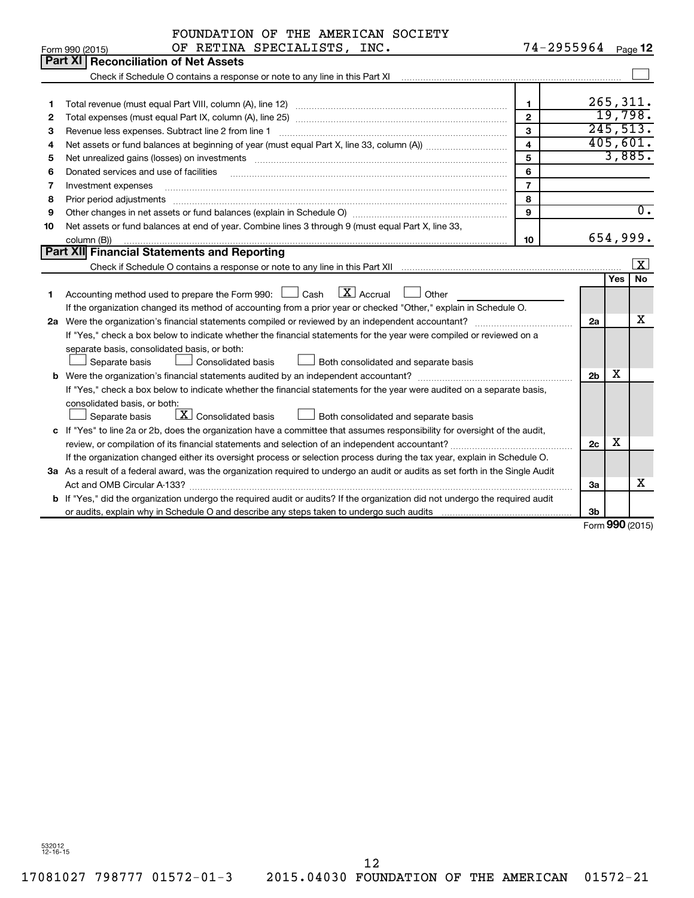FOUNDATION OF THE AMERICAN SOCIETY OF RETINA SPECIALISTS, INC. 74-2955964

Form 990 (2015)

## Part XI Reconciliation of Net Assets

Check if Schedule O contains a response or note to any line in this Part XI ☐

| | | | |
|---|---|---|---|
| 1 | Total revenue (must equal Part VIII, column (A), line 12) | 1 | 265,311. |
| 2 | Total expenses (must equal Part IX, column (A), line 25) | 2 | 19,798. |
| 3 | Revenue less expenses. Subtract line 2 from line 1 | 3 | 245,513. |
| 4 | Net assets or fund balances at beginning of year (must equal Part X, line 33, column (A)) | 4 | 405,601. |
| 5 | Net unrealized gains (losses) on investments | 5 | 3,885. |
| 6 | Donated services and use of facilities | 6 | |
| 7 | Investment expenses | 7 | |
| 8 | Prior period adjustments | 8 | |
| 9 | Other changes in net assets or fund balances (explain in Schedule O) | 9 | 0. |
| 10 | Net assets or fund balances at end of year. Combine lines 3 through 9 (must equal Part X, line 33, column (B)) | 10 | 654,999. |

## Part XII Financial Statements and Reporting

Check if Schedule O contains a response or note to any line in this Part XII ☒

| | | | Yes | No |
|---|---|---|---|---|
| 1 | Accounting method used to prepare the Form 990: ☐ Cash ☒ Accrual ☐ Other<br>If the organization changed its method of accounting from a prior year or checked "Other," explain in Schedule O. | | | |
| 2a | Were the organization's financial statements compiled or reviewed by an independent accountant?<br>If "Yes," check a box below to indicate whether the financial statements for the year were compiled or reviewed on a separate basis, consolidated basis, or both:<br>☐ Separate basis ☐ Consolidated basis ☐ Both consolidated and separate basis | 2a | | X |
| b | Were the organization's financial statements audited by an independent accountant?<br>If "Yes," check a box below to indicate whether the financial statements for the year were audited on a separate basis, consolidated basis, or both:<br>☐ Separate basis ☒ Consolidated basis ☐ Both consolidated and separate basis | 2b | X | |
| c | If "Yes" to line 2a or 2b, does the organization have a committee that assumes responsibility for oversight of the audit, review, or compilation of its financial statements and selection of an independent accountant?<br>If the organization changed either its oversight process or selection process during the tax year, explain in Schedule O. | 2c | X | |
| 3a | As a result of a federal award, was the organization required to undergo an audit or audits as set forth in the Single Audit Act and OMB Circular A-133? | 3a | | X |
| b | If "Yes," did the organization undergo the required audit or audits? If the organization did not undergo the required audit or audits, explain why in Schedule O and describe any steps taken to undergo such audits | 3b | | |

Form 990 (2015)

532012 12-16-15

17081027 798777 01572-01-3 2015.04030 FOUNDATION OF THE AMERICAN 01572-21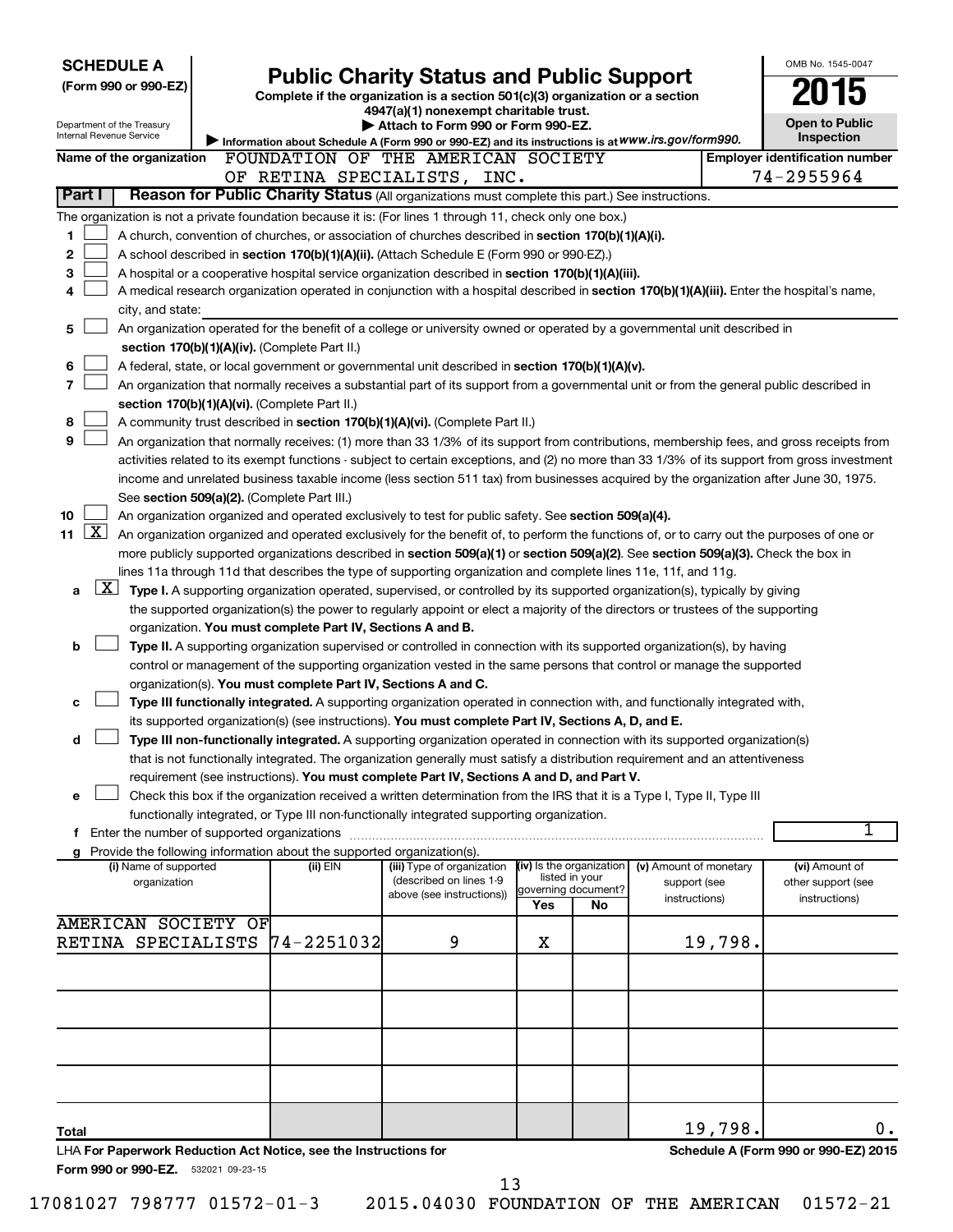**SCHEDULE A**
**(Form 990 or 990-EZ)**

Department of the Treasury
Internal Revenue Service

# Public Charity Status and Public Support

**Complete if the organization is a section 501(c)(3) organization or a section 4947(a)(1) nonexempt charitable trust.**
▶ **Attach to Form 990 or Form 990-EZ.**
▶ Information about Schedule A (Form 990 or 990-EZ) and its instructions is at *www.irs.gov/form990.*

OMB No. 1545-0047
**2015**
**Open to Public Inspection**

**Name of the organization** FOUNDATION OF THE AMERICAN SOCIETY OF RETINA SPECIALISTS, INC.
**Employer identification number** 74-2955964

**Part I** **Reason for Public Charity Status** (All organizations must complete this part.) See instructions.

The organization is not a private foundation because it is: (For lines 1 through 11, check only one box.)

1 ☐ A church, convention of churches, or association of churches described in **section 170(b)(1)(A)(i).**
2 ☐ A school described in **section 170(b)(1)(A)(ii).** (Attach Schedule E (Form 990 or 990-EZ).)
3 ☐ A hospital or a cooperative hospital service organization described in **section 170(b)(1)(A)(iii).**
4 ☐ A medical research organization operated in conjunction with a hospital described in **section 170(b)(1)(A)(iii).** Enter the hospital's name, city, and state:
5 ☐ An organization operated for the benefit of a college or university owned or operated by a governmental unit described in **section 170(b)(1)(A)(iv).** (Complete Part II.)
6 ☐ A federal, state, or local government or governmental unit described in **section 170(b)(1)(A)(v).**
7 ☐ An organization that normally receives a substantial part of its support from a governmental unit or from the general public described in **section 170(b)(1)(A)(vi).** (Complete Part II.)
8 ☐ A community trust described in **section 170(b)(1)(A)(vi).** (Complete Part II.)
9 ☐ An organization that normally receives: (1) more than 33 1/3% of its support from contributions, membership fees, and gross receipts from activities related to its exempt functions - subject to certain exceptions, and (2) no more than 33 1/3% of its support from gross investment income and unrelated business taxable income (less section 511 tax) from businesses acquired by the organization after June 30, 1975. See **section 509(a)(2).** (Complete Part III.)
10 ☐ An organization organized and operated exclusively to test for public safety. See **section 509(a)(4).**
11 ☒ An organization organized and operated exclusively for the benefit of, to perform the functions of, or to carry out the purposes of one or more publicly supported organizations described in **section 509(a)(1)** or **section 509(a)(2).** See **section 509(a)(3).** Check the box in lines 11a through 11d that describes the type of supporting organization and complete lines 11e, 11f, and 11g.

a ☒ **Type I.** A supporting organization operated, supervised, or controlled by its supported organization(s), typically by giving the supported organization(s) the power to regularly appoint or elect a majority of the directors or trustees of the supporting organization. **You must complete Part IV, Sections A and B.**
b ☐ **Type II.** A supporting organization supervised or controlled in connection with its supported organization(s), by having control or management of the supporting organization vested in the same persons that control or manage the supported organization(s). **You must complete Part IV, Sections A and C.**
c ☐ **Type III functionally integrated.** A supporting organization operated in connection with, and functionally integrated with, its supported organization(s) (see instructions). **You must complete Part IV, Sections A, D, and E.**
d ☐ **Type III non-functionally integrated.** A supporting organization operated in connection with its supported organization(s) that is not functionally integrated. The organization generally must satisfy a distribution requirement and an attentiveness requirement (see instructions). **You must complete Part IV, Sections A and D, and Part V.**
e ☐ Check this box if the organization received a written determination from the IRS that it is a Type I, Type II, Type III functionally integrated, or Type III non-functionally integrated supporting organization.
f Enter the number of supported organizations .......... 1
g Provide the following information about the supported organization(s).

| (i) Name of supported organization | (ii) EIN | (iii) Type of organization (described on lines 1-9 above (see instructions)) | (iv) Is the organization listed in your governing document? Yes | No | (v) Amount of monetary support (see instructions) | (vi) Amount of other support (see instructions) |
|---|---|---|---|---|---|---|
| AMERICAN SOCIETY OF RETINA SPECIALISTS | 74-2251032 | 9 | X | | 19,798. | |
| | | | | | | |
| | | | | | | |
| | | | | | | |
| | | | | | | |
| **Total** | | | | | 19,798. | 0. |

LHA **For Paperwork Reduction Act Notice, see the Instructions for Form 990 or 990-EZ.** 532021 09-23-15
**Schedule A (Form 990 or 990-EZ) 2015**

17081027 798777 01572-01-3 2015.04030 FOUNDATION OF THE AMERICAN 01572-21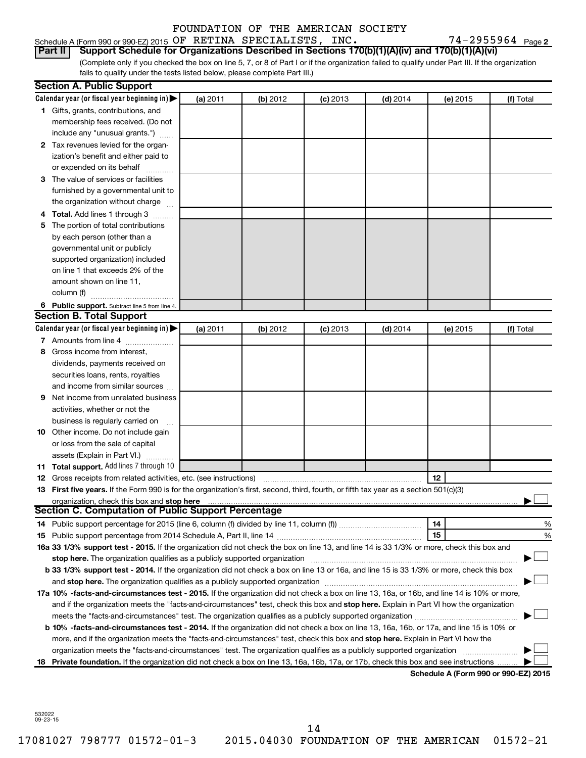FOUNDATION OF THE AMERICAN SOCIETY

Schedule A (Form 990 or 990-EZ) 2015 OF RETINA SPECIALISTS, INC. 74-2955964 Page 2

**Part II | Support Schedule for Organizations Described in Sections 170(b)(1)(A)(iv) and 170(b)(1)(A)(vi)**

(Complete only if you checked the box on line 5, 7, or 8 of Part I or if the organization failed to qualify under Part III. If the organization fails to qualify under the tests listed below, please complete Part III.)

## Section A. Public Support

| Calendar year (or fiscal year beginning in) ▶ | (a) 2011 | (b) 2012 | (c) 2013 | (d) 2014 | (e) 2015 | (f) Total |
|---|---|---|---|---|---|---|
| **1** Gifts, grants, contributions, and membership fees received. (Do not include any "unusual grants.") | | | | | | |
| **2** Tax revenues levied for the organization's benefit and either paid to or expended on its behalf | | | | | | |
| **3** The value of services or facilities furnished by a governmental unit to the organization without charge | | | | | | |
| **4 Total.** Add lines 1 through 3 | | | | | | |
| **5** The portion of total contributions by each person (other than a governmental unit or publicly supported organization) included on line 1 that exceeds 2% of the amount shown on line 11, column (f) | | | | | | |
| **6 Public support.** Subtract line 5 from line 4. | | | | | | |

## Section B. Total Support

| Calendar year (or fiscal year beginning in) ▶ | (a) 2011 | (b) 2012 | (c) 2013 | (d) 2014 | (e) 2015 | (f) Total |
|---|---|---|---|---|---|---|
| **7** Amounts from line 4 | | | | | | |
| **8** Gross income from interest, dividends, payments received on securities loans, rents, royalties and income from similar sources | | | | | | |
| **9** Net income from unrelated business activities, whether or not the business is regularly carried on | | | | | | |
| **10** Other income. Do not include gain or loss from the sale of capital assets (Explain in Part VI.) | | | | | | |
| **11 Total support.** Add lines 7 through 10 | | | | | | |

**12** Gross receipts from related activities, etc. (see instructions) | 12 |

**13 First five years.** If the Form 990 is for the organization's first, second, third, fourth, or fifth tax year as a section 501(c)(3) organization, check this box and **stop here** ▶ ☐

## Section C. Computation of Public Support Percentage

**14** Public support percentage for 2015 (line 6, column (f) divided by line 11, column (f)) | 14 | %

**15** Public support percentage from 2014 Schedule A, Part II, line 14 | 15 | %

**16a 33 1/3% support test - 2015.** If the organization did not check the box on line 13, and line 14 is 33 1/3% or more, check this box and **stop here.** The organization qualifies as a publicly supported organization ▶ ☐

**b 33 1/3% support test - 2014.** If the organization did not check a box on line 13 or 16a, and line 15 is 33 1/3% or more, check this box and **stop here.** The organization qualifies as a publicly supported organization ▶ ☐

**17a 10% -facts-and-circumstances test - 2015.** If the organization did not check a box on line 13, 16a, or 16b, and line 14 is 10% or more, and if the organization meets the "facts-and-circumstances" test, check this box and **stop here.** Explain in Part VI how the organization meets the "facts-and-circumstances" test. The organization qualifies as a publicly supported organization ▶ ☐

**b 10% -facts-and-circumstances test - 2014.** If the organization did not check a box on line 13, 16a, 16b, or 17a, and line 15 is 10% or more, and if the organization meets the "facts-and-circumstances" test, check this box and **stop here.** Explain in Part VI how the organization meets the "facts-and-circumstances" test. The organization qualifies as a publicly supported organization ▶ ☐

**18 Private foundation.** If the organization did not check a box on line 13, 16a, 16b, 17a, or 17b, check this box and see instructions ▶ ☐

**Schedule A (Form 990 or 990-EZ) 2015**

532022 09-23-15

17081027 798777 01572-01-3 2015.04030 FOUNDATION OF THE AMERICAN 01572-21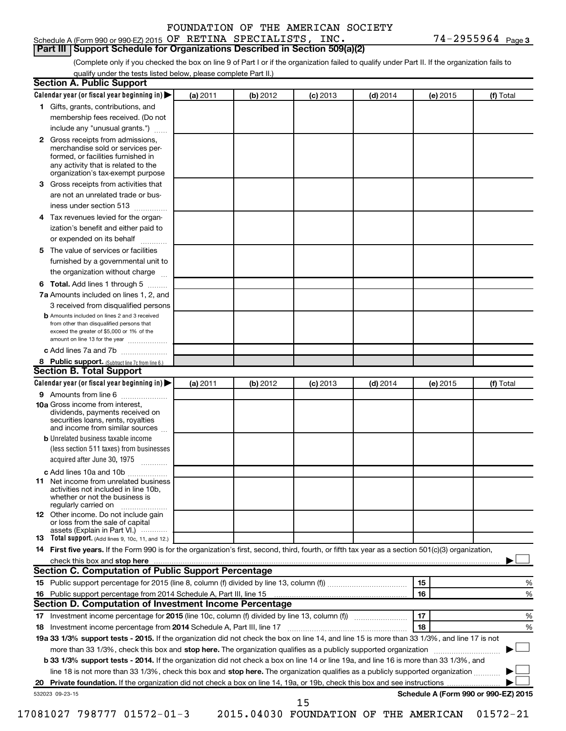FOUNDATION OF THE AMERICAN SOCIETY

Schedule A (Form 990 or 990-EZ) 2015 OF RETINA SPECIALISTS, INC. 74-2955964 Page 3

## Part III Support Schedule for Organizations Described in Section 509(a)(2)

(Complete only if you checked the box on line 9 of Part I or if the organization failed to qualify under Part II. If the organization fails to qualify under the tests listed below, please complete Part II.)

### Section A. Public Support

| Calendar year (or fiscal year beginning in) ▶ | (a) 2011 | (b) 2012 | (c) 2013 | (d) 2014 | (e) 2015 | (f) Total |
|---|---|---|---|---|---|---|
| **1** Gifts, grants, contributions, and membership fees received. (Do not include any "unusual grants.") | | | | | | |
| **2** Gross receipts from admissions, merchandise sold or services performed, or facilities furnished in any activity that is related to the organization's tax-exempt purpose | | | | | | |
| **3** Gross receipts from activities that are not an unrelated trade or business under section 513 | | | | | | |
| **4** Tax revenues levied for the organization's benefit and either paid to or expended on its behalf | | | | | | |
| **5** The value of services or facilities furnished by a governmental unit to the organization without charge | | | | | | |
| **6 Total.** Add lines 1 through 5 | | | | | | |
| **7a** Amounts included on lines 1, 2, and 3 received from disqualified persons | | | | | | |
| **b** Amounts included on lines 2 and 3 received from other than disqualified persons that exceed the greater of $5,000 or 1% of the amount on line 13 for the year | | | | | | |
| **c** Add lines 7a and 7b | | | | | | |
| **8 Public support.** (Subtract line 7c from line 6.) | | | | | | |

### Section B. Total Support

| Calendar year (or fiscal year beginning in) ▶ | (a) 2011 | (b) 2012 | (c) 2013 | (d) 2014 | (e) 2015 | (f) Total |
|---|---|---|---|---|---|---|
| **9** Amounts from line 6 | | | | | | |
| **10a** Gross income from interest, dividends, payments received on securities loans, rents, royalties and income from similar sources | | | | | | |
| **b** Unrelated business taxable income (less section 511 taxes) from businesses acquired after June 30, 1975 | | | | | | |
| **c** Add lines 10a and 10b | | | | | | |
| **11** Net income from unrelated business activities not included in line 10b, whether or not the business is regularly carried on | | | | | | |
| **12** Other income. Do not include gain or loss from the sale of capital assets (Explain in Part VI.) | | | | | | |
| **13 Total support.** (Add lines 9, 10c, 11, and 12.) | | | | | | |

**14 First five years.** If the Form 990 is for the organization's first, second, third, fourth, or fifth tax year as a section 501(c)(3) organization, check this box and **stop here** ▶ ☐

### Section C. Computation of Public Support Percentage

| | | | |
|---|---|---|---|
| **15** Public support percentage for 2015 (line 8, column (f) divided by line 13, column (f)) | 15 | | % |
| **16** Public support percentage from 2014 Schedule A, Part III, line 15 | 16 | | % |

### Section D. Computation of Investment Income Percentage

| | | | |
|---|---|---|---|
| **17** Investment income percentage for **2015** (line 10c, column (f) divided by line 13, column (f)) | 17 | | % |
| **18** Investment income percentage from **2014** Schedule A, Part III, line 17 | 18 | | % |

**19a 33 1/3% support tests - 2015.** If the organization did not check the box on line 14, and line 15 is more than 33 1/3%, and line 17 is not more than 33 1/3%, check this box and **stop here.** The organization qualifies as a publicly supported organization ▶ ☐

**b 33 1/3% support tests - 2014.** If the organization did not check a box on line 14 or line 19a, and line 16 is more than 33 1/3%, and line 18 is not more than 33 1/3%, check this box and **stop here.** The organization qualifies as a publicly supported organization ▶ ☐

**20 Private foundation.** If the organization did not check a box on line 14, 19a, or 19b, check this box and see instructions ▶ ☐

532023 09-23-15 **Schedule A (Form 990 or 990-EZ) 2015**

17081027 798777 01572-01-3 2015.04030 FOUNDATION OF THE AMERICAN 01572-21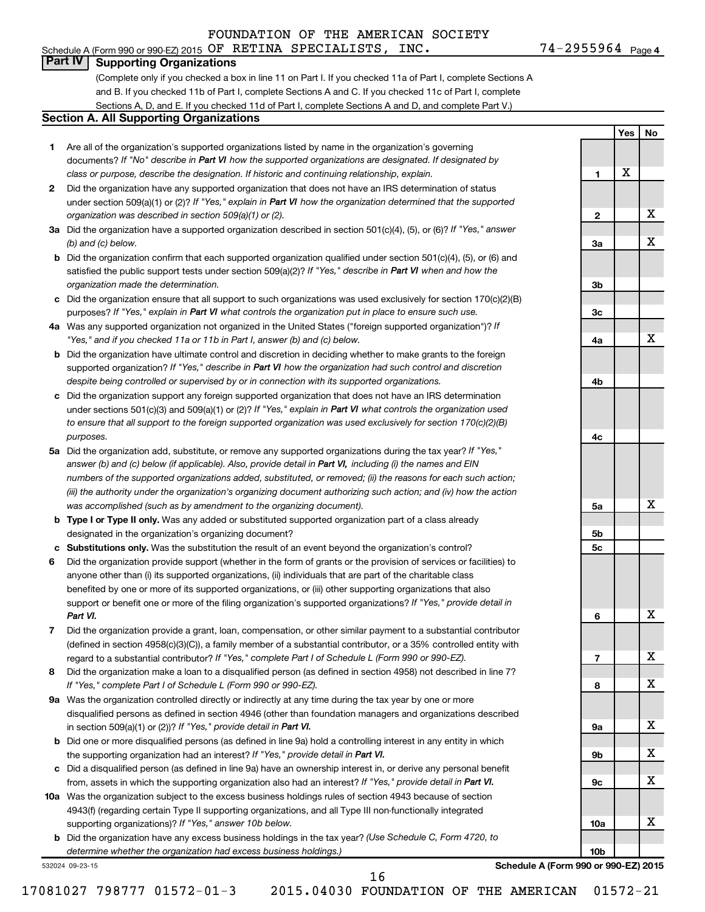FOUNDATION OF THE AMERICAN SOCIETY

Schedule A (Form 990 or 990-EZ) 2015 OF RETINA SPECIALISTS, INC. 74-2955964 Page 4

## Part IV Supporting Organizations

(Complete only if you checked a box in line 11 on Part I. If you checked 11a of Part I, complete Sections A and B. If you checked 11b of Part I, complete Sections A and C. If you checked 11c of Part I, complete Sections A, D, and E. If you checked 11d of Part I, complete Sections A and D, and complete Part V.)

### Section A. All Supporting Organizations

| | | Line | Yes | No |
|---|---|---|---|---|
| 1 | Are all of the organization's supported organizations listed by name in the organization's governing documents? *If "No" describe in **Part VI** how the supported organizations are designated. If designated by class or purpose, describe the designation. If historic and continuing relationship, explain.* | 1 | X | |
| 2 | Did the organization have any supported organization that does not have an IRS determination of status under section 509(a)(1) or (2)? *If "Yes," explain in **Part VI** how the organization determined that the supported organization was described in section 509(a)(1) or (2).* | 2 | | X |
| 3a | Did the organization have a supported organization described in section 501(c)(4), (5), or (6)? *If "Yes," answer (b) and (c) below.* | 3a | | X |
| b | Did the organization confirm that each supported organization qualified under section 501(c)(4), (5), or (6) and satisfied the public support tests under section 509(a)(2)? *If "Yes," describe in **Part VI** when and how the organization made the determination.* | 3b | | |
| c | Did the organization ensure that all support to such organizations was used exclusively for section 170(c)(2)(B) purposes? *If "Yes," explain in **Part VI** what controls the organization put in place to ensure such use.* | 3c | | |
| 4a | Was any supported organization not organized in the United States ("foreign supported organization")? *If "Yes," and if you checked 11a or 11b in Part I, answer (b) and (c) below.* | 4a | | X |
| b | Did the organization have ultimate control and discretion in deciding whether to make grants to the foreign supported organization? *If "Yes," describe in **Part VI** how the organization had such control and discretion despite being controlled or supervised by or in connection with its supported organizations.* | 4b | | |
| c | Did the organization support any foreign supported organization that does not have an IRS determination under sections 501(c)(3) and 509(a)(1) or (2)? *If "Yes," explain in **Part VI** what controls the organization used to ensure that all support to the foreign supported organization was used exclusively for section 170(c)(2)(B) purposes.* | 4c | | |
| 5a | Did the organization add, substitute, or remove any supported organizations during the tax year? *If "Yes," answer (b) and (c) below (if applicable). Also, provide detail in **Part VI**, including (i) the names and EIN numbers of the supported organizations added, substituted, or removed; (ii) the reasons for each such action; (iii) the authority under the organization's organizing document authorizing such action; and (iv) how the action was accomplished (such as by amendment to the organizing document).* | 5a | | X |
| b | **Type I or Type II only.** Was any added or substituted supported organization part of a class already designated in the organization's organizing document? | 5b | | |
| c | **Substitutions only.** Was the substitution the result of an event beyond the organization's control? | 5c | | |
| 6 | Did the organization provide support (whether in the form of grants or the provision of services or facilities) to anyone other than (i) its supported organizations, (ii) individuals that are part of the charitable class benefited by one or more of its supported organizations, or (iii) other supporting organizations that also support or benefit one or more of the filing organization's supported organizations? *If "Yes," provide detail in **Part VI**.* | 6 | | X |
| 7 | Did the organization provide a grant, loan, compensation, or other similar payment to a substantial contributor (defined in section 4958(c)(3)(C)), a family member of a substantial contributor, or a 35% controlled entity with regard to a substantial contributor? *If "Yes," complete Part I of Schedule L (Form 990 or 990-EZ).* | 7 | | X |
| 8 | Did the organization make a loan to a disqualified person (as defined in section 4958) not described in line 7? *If "Yes," complete Part I of Schedule L (Form 990 or 990-EZ).* | 8 | | X |
| 9a | Was the organization controlled directly or indirectly at any time during the tax year by one or more disqualified persons as defined in section 4946 (other than foundation managers and organizations described in section 509(a)(1) or (2))? *If "Yes," provide detail in **Part VI**.* | 9a | | X |
| b | Did one or more disqualified persons (as defined in line 9a) hold a controlling interest in any entity in which the supporting organization had an interest? *If "Yes," provide detail in **Part VI**.* | 9b | | X |
| c | Did a disqualified person (as defined in line 9a) have an ownership interest in, or derive any personal benefit from, assets in which the supporting organization also had an interest? *If "Yes," provide detail in **Part VI**.* | 9c | | X |
| 10a | Was the organization subject to the excess business holdings rules of section 4943 because of section 4943(f) (regarding certain Type II supporting organizations, and all Type III non-functionally integrated supporting organizations)? *If "Yes," answer 10b below.* | 10a | | X |
| b | Did the organization have any excess business holdings in the tax year? *(Use Schedule C, Form 4720, to determine whether the organization had excess business holdings.)* | 10b | | |

532024 09-23-15 **Schedule A (Form 990 or 990-EZ) 2015**

17081027 798777 01572-01-3 2015.04030 FOUNDATION OF THE AMERICAN 01572-21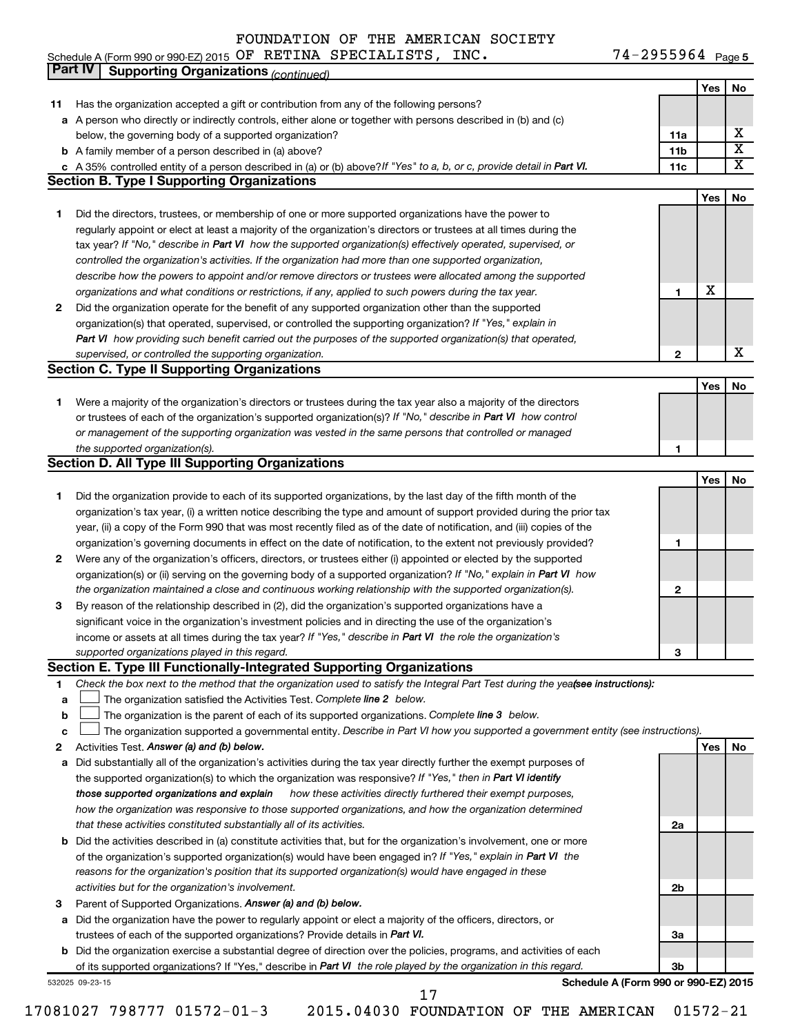FOUNDATION OF THE AMERICAN SOCIETY

Schedule A (Form 990 or 990-EZ) 2015 OF RETINA SPECIALISTS, INC. 74-2955964 Page 5

## Part IV Supporting Organizations *(continued)*

| | | | Yes | No |
|---|---|---|---|---|
| **11** | Has the organization accepted a gift or contribution from any of the following persons? | | | |
| **a** | A person who directly or indirectly controls, either alone or together with persons described in (b) and (c) below, the governing body of a supported organization? | **11a** | | X |
| **b** | A family member of a person described in (a) above? | **11b** | | X |
| **c** | A 35% controlled entity of a person described in (a) or (b) above? *If "Yes" to a, b, or c, provide detail in* ***Part VI.*** | **11c** | | X |

### Section B. Type I Supporting Organizations

| | | | Yes | No |
|---|---|---|---|---|
| **1** | Did the directors, trustees, or membership of one or more supported organizations have the power to regularly appoint or elect at least a majority of the organization's directors or trustees at all times during the tax year? *If "No," describe in* ***Part VI*** *how the supported organization(s) effectively operated, supervised, or controlled the organization's activities. If the organization had more than one supported organization, describe how the powers to appoint and/or remove directors or trustees were allocated among the supported organizations and what conditions or restrictions, if any, applied to such powers during the tax year.* | **1** | X | |
| **2** | Did the organization operate for the benefit of any supported organization other than the supported organization(s) that operated, supervised, or controlled the supporting organization? *If "Yes," explain in* ***Part VI*** *how providing such benefit carried out the purposes of the supported organization(s) that operated, supervised, or controlled the supporting organization.* | **2** | | X |

### Section C. Type II Supporting Organizations

| | | | Yes | No |
|---|---|---|---|---|
| **1** | Were a majority of the organization's directors or trustees during the tax year also a majority of the directors or trustees of each of the organization's supported organization(s)? *If "No," describe in* ***Part VI*** *how control or management of the supporting organization was vested in the same persons that controlled or managed the supported organization(s).* | **1** | | |

### Section D. All Type III Supporting Organizations

| | | | Yes | No |
|---|---|---|---|---|
| **1** | Did the organization provide to each of its supported organizations, by the last day of the fifth month of the organization's tax year, (i) a written notice describing the type and amount of support provided during the prior tax year, (ii) a copy of the Form 990 that was most recently filed as of the date of notification, and (iii) copies of the organization's governing documents in effect on the date of notification, to the extent not previously provided? | **1** | | |
| **2** | Were any of the organization's officers, directors, or trustees either (i) appointed or elected by the supported organization(s) or (ii) serving on the governing body of a supported organization? *If "No," explain in* ***Part VI*** *how the organization maintained a close and continuous working relationship with the supported organization(s).* | **2** | | |
| **3** | By reason of the relationship described in (2), did the organization's supported organizations have a significant voice in the organization's investment policies and in directing the use of the organization's income or assets at all times during the tax year? *If "Yes," describe in* ***Part VI*** *the role the organization's supported organizations played in this regard.* | **3** | | |

### Section E. Type III Functionally-Integrated Supporting Organizations

**1** *Check the box next to the method that the organization used to satisfy the Integral Part Test during the year* ***(see instructions):***

- **a** ☐ The organization satisfied the Activities Test. *Complete* ***line 2*** *below.*
- **b** ☐ The organization is the parent of each of its supported organizations. *Complete* ***line 3*** *below.*
- **c** ☐ The organization supported a governmental entity. *Describe in Part VI how you supported a government entity (see instructions).*

| | | | Yes | No |
|---|---|---|---|---|
| **2** | Activities Test. ***Answer (a) and (b) below.*** | | | |
| **a** | Did substantially all of the organization's activities during the tax year directly further the exempt purposes of the supported organization(s) to which the organization was responsive? *If "Yes," then in* ***Part VI identify those supported organizations and explain*** *how these activities directly furthered their exempt purposes, how the organization was responsive to those supported organizations, and how the organization determined that these activities constituted substantially all of its activities.* | **2a** | | |
| **b** | Did the activities described in (a) constitute activities that, but for the organization's involvement, one or more of the organization's supported organization(s) would have been engaged in? *If "Yes," explain in* ***Part VI*** *the reasons for the organization's position that its supported organization(s) would have engaged in these activities but for the organization's involvement.* | **2b** | | |
| **3** | Parent of Supported Organizations. ***Answer (a) and (b) below.*** | | | |
| **a** | Did the organization have the power to regularly appoint or elect a majority of the officers, directors, or trustees of each of the supported organizations? Provide details in ***Part VI.*** | **3a** | | |
| **b** | Did the organization exercise a substantial degree of direction over the policies, programs, and activities of each of its supported organizations? If "Yes," describe in ***Part VI*** *the role played by the organization in this regard.* | **3b** | | |

532025 09-23-15 **Schedule A (Form 990 or 990-EZ) 2015**

17081027 798777 01572-01-3 2015.04030 FOUNDATION OF THE AMERICAN 01572-21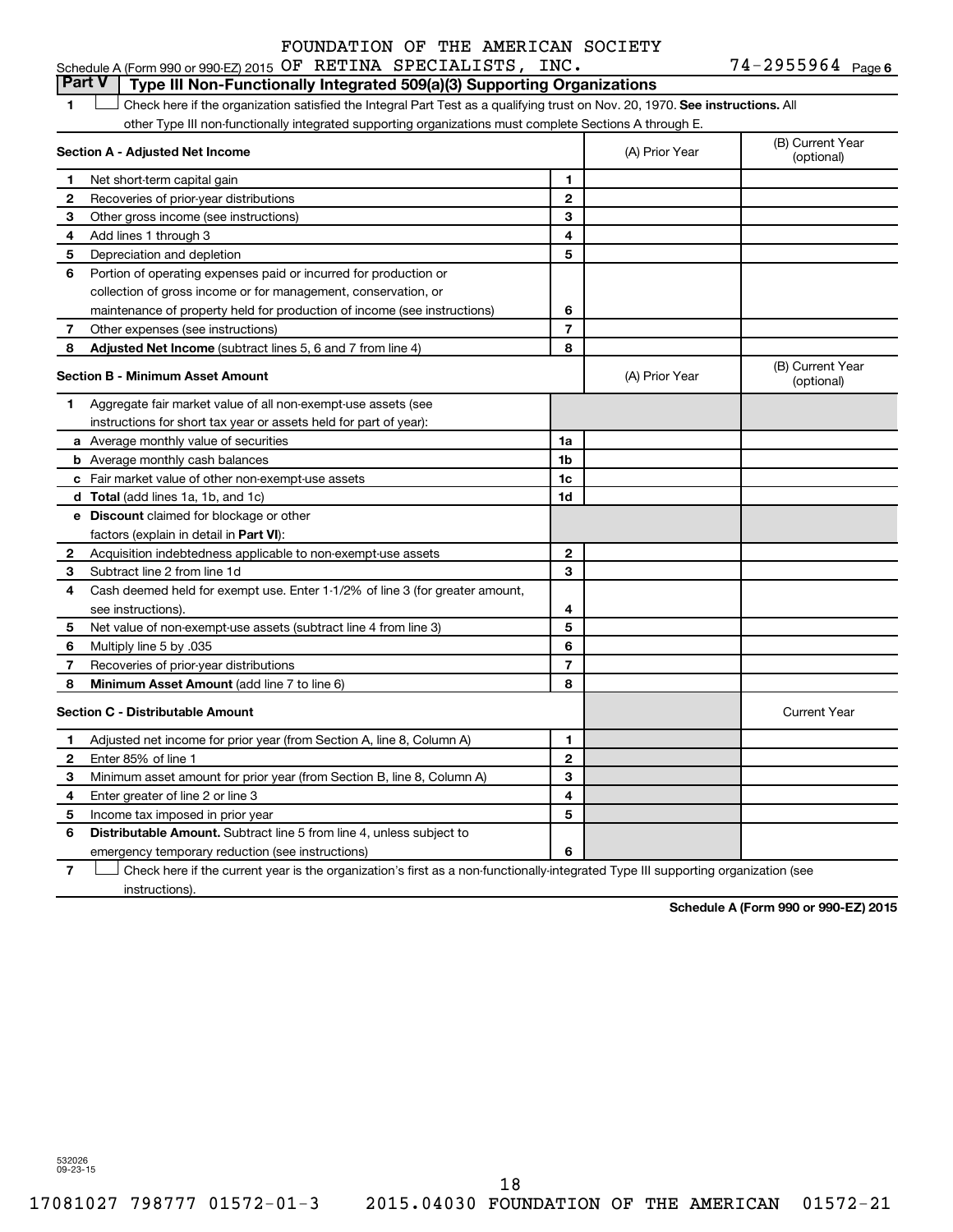FOUNDATION OF THE AMERICAN SOCIETY

Schedule A (Form 990 or 990-EZ) 2015 OF RETINA SPECIALISTS, INC. 74-2955964 Page 6

## Part V | Type III Non-Functionally Integrated 509(a)(3) Supporting Organizations

1 ☐ Check here if the organization satisfied the Integral Part Test as a qualifying trust on Nov. 20, 1970. **See instructions.** All other Type III non-functionally integrated supporting organizations must complete Sections A through E.

| **Section A - Adjusted Net Income** | | (A) Prior Year | (B) Current Year (optional) |
|---|---|---|---|
| **1** Net short-term capital gain | 1 | | |
| **2** Recoveries of prior-year distributions | 2 | | |
| **3** Other gross income (see instructions) | 3 | | |
| **4** Add lines 1 through 3 | 4 | | |
| **5** Depreciation and depletion | 5 | | |
| **6** Portion of operating expenses paid or incurred for production or collection of gross income or for management, conservation, or maintenance of property held for production of income (see instructions) | 6 | | |
| **7** Other expenses (see instructions) | 7 | | |
| **8** **Adjusted Net Income** (subtract lines 5, 6 and 7 from line 4) | 8 | | |

| **Section B - Minimum Asset Amount** | | (A) Prior Year | (B) Current Year (optional) |
|---|---|---|---|
| **1** Aggregate fair market value of all non-exempt-use assets (see instructions for short tax year or assets held for part of year): | | | |
| **a** Average monthly value of securities | 1a | | |
| **b** Average monthly cash balances | 1b | | |
| **c** Fair market value of other non-exempt-use assets | 1c | | |
| **d** **Total** (add lines 1a, 1b, and 1c) | 1d | | |
| **e** **Discount** claimed for blockage or other factors (explain in detail in **Part VI**): | | | |
| **2** Acquisition indebtedness applicable to non-exempt-use assets | 2 | | |
| **3** Subtract line 2 from line 1d | 3 | | |
| **4** Cash deemed held for exempt use. Enter 1-1/2% of line 3 (for greater amount, see instructions). | 4 | | |
| **5** Net value of non-exempt-use assets (subtract line 4 from line 3) | 5 | | |
| **6** Multiply line 5 by .035 | 6 | | |
| **7** Recoveries of prior-year distributions | 7 | | |
| **8** **Minimum Asset Amount** (add line 7 to line 6) | 8 | | |

| **Section C - Distributable Amount** | | | Current Year |
|---|---|---|---|
| **1** Adjusted net income for prior year (from Section A, line 8, Column A) | 1 | | |
| **2** Enter 85% of line 1 | 2 | | |
| **3** Minimum asset amount for prior year (from Section B, line 8, Column A) | 3 | | |
| **4** Enter greater of line 2 or line 3 | 4 | | |
| **5** Income tax imposed in prior year | 5 | | |
| **6** **Distributable Amount.** Subtract line 5 from line 4, unless subject to emergency temporary reduction (see instructions) | 6 | | |

7 ☐ Check here if the current year is the organization's first as a non-functionally-integrated Type III supporting organization (see instructions).

**Schedule A (Form 990 or 990-EZ) 2015**

532026 09-23-15

17081027 798777 01572-01-3 2015.04030 FOUNDATION OF THE AMERICAN 01572-21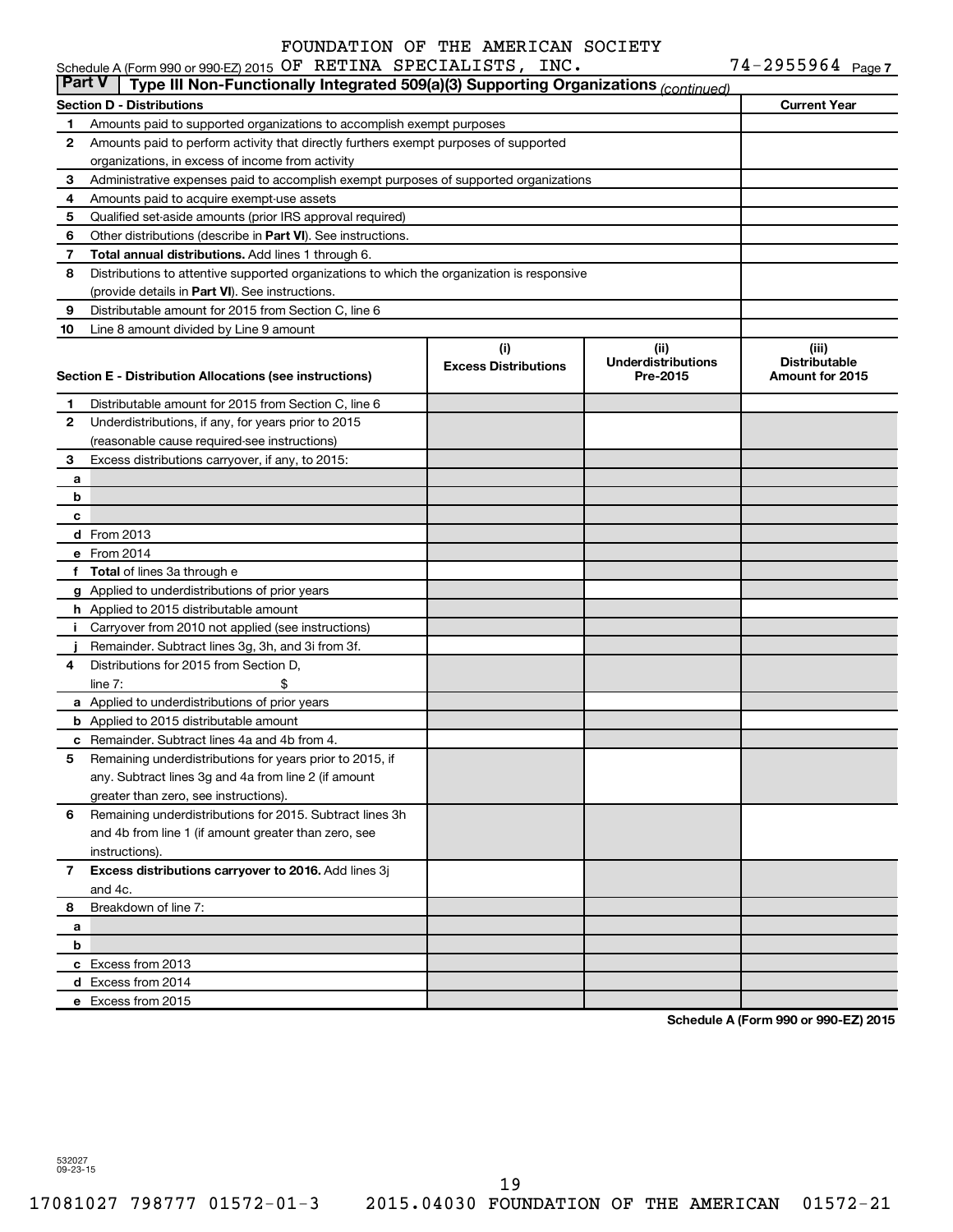FOUNDATION OF THE AMERICAN SOCIETY

Schedule A (Form 990 or 990-EZ) 2015 OF RETINA SPECIALISTS, INC. 74-2955964 Page 7

**Part V | Type III Non-Functionally Integrated 509(a)(3) Supporting Organizations** *(continued)*

| Section D - Distributions | | Current Year |
|---|---|---|
| **1** | Amounts paid to supported organizations to accomplish exempt purposes | |
| **2** | Amounts paid to perform activity that directly furthers exempt purposes of supported organizations, in excess of income from activity | |
| **3** | Administrative expenses paid to accomplish exempt purposes of supported organizations | |
| **4** | Amounts paid to acquire exempt-use assets | |
| **5** | Qualified set-aside amounts (prior IRS approval required) | |
| **6** | Other distributions (describe in **Part VI**). See instructions. | |
| **7** | **Total annual distributions.** Add lines 1 through 6. | |
| **8** | Distributions to attentive supported organizations to which the organization is responsive (provide details in **Part VI**). See instructions. | |
| **9** | Distributable amount for 2015 from Section C, line 6 | |
| **10** | Line 8 amount divided by Line 9 amount | |

| Section E - Distribution Allocations (see instructions) | | (i) Excess Distributions | (ii) Underdistributions Pre-2015 | (iii) Distributable Amount for 2015 |
|---|---|---|---|---|
| **1** | Distributable amount for 2015 from Section C, line 6 | | | |
| **2** | Underdistributions, if any, for years prior to 2015 (reasonable cause required-see instructions) | | | |
| **3** | Excess distributions carryover, if any, to 2015: | | | |
| **a** | | | | |
| **b** | | | | |
| **c** | | | | |
| **d** | From 2013 | | | |
| **e** | From 2014 | | | |
| **f** | **Total** of lines 3a through e | | | |
| **g** | Applied to underdistributions of prior years | | | |
| **h** | Applied to 2015 distributable amount | | | |
| **i** | Carryover from 2010 not applied (see instructions) | | | |
| **j** | Remainder. Subtract lines 3g, 3h, and 3i from 3f. | | | |
| **4** | Distributions for 2015 from Section D, line 7: $ | | | |
| **a** | Applied to underdistributions of prior years | | | |
| **b** | Applied to 2015 distributable amount | | | |
| **c** | Remainder. Subtract lines 4a and 4b from 4. | | | |
| **5** | Remaining underdistributions for years prior to 2015, if any. Subtract lines 3g and 4a from line 2 (if amount greater than zero, see instructions). | | | |
| **6** | Remaining underdistributions for 2015. Subtract lines 3h and 4b from line 1 (if amount greater than zero, see instructions). | | | |
| **7** | **Excess distributions carryover to 2016.** Add lines 3j and 4c. | | | |
| **8** | Breakdown of line 7: | | | |
| **a** | | | | |
| **b** | | | | |
| **c** | Excess from 2013 | | | |
| **d** | Excess from 2014 | | | |
| **e** | Excess from 2015 | | | |

**Schedule A (Form 990 or 990-EZ) 2015**

532027 09-23-15

17081027 798777 01572-01-3 2015.04030 FOUNDATION OF THE AMERICAN 01572-21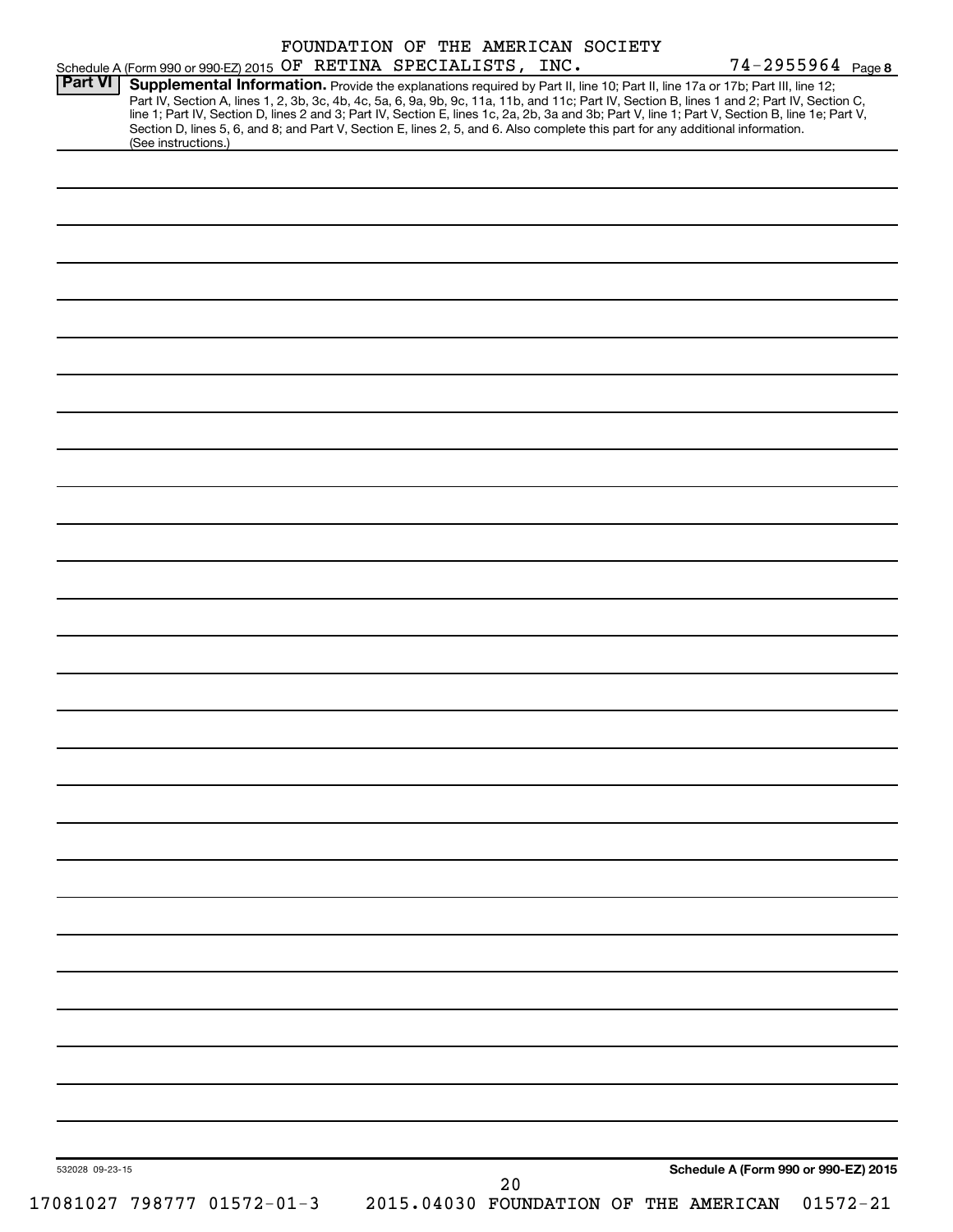FOUNDATION OF THE AMERICAN SOCIETY

Schedule A (Form 990 or 990-EZ) 2015 OF RETINA SPECIALISTS, INC. 74-2955964 Page 8

**Part VI** **Supplemental Information.** Provide the explanations required by Part II, line 10; Part II, line 17a or 17b; Part III, line 12; Part IV, Section A, lines 1, 2, 3b, 3c, 4b, 4c, 5a, 6, 9a, 9b, 9c, 11a, 11b, and 11c; Part IV, Section B, lines 1 and 2; Part IV, Section C, line 1; Part IV, Section D, lines 2 and 3; Part IV, Section E, lines 1c, 2a, 2b, 3a and 3b; Part V, line 1; Part V, Section B, line 1e; Part V, Section D, lines 5, 6, and 8; and Part V, Section E, lines 2, 5, and 6. Also complete this part for any additional information. (See instructions.)

532028 09-23-15

**Schedule A (Form 990 or 990-EZ) 2015**

17081027 798777 01572-01-3 2015.04030 FOUNDATION OF THE AMERICAN 01572-21